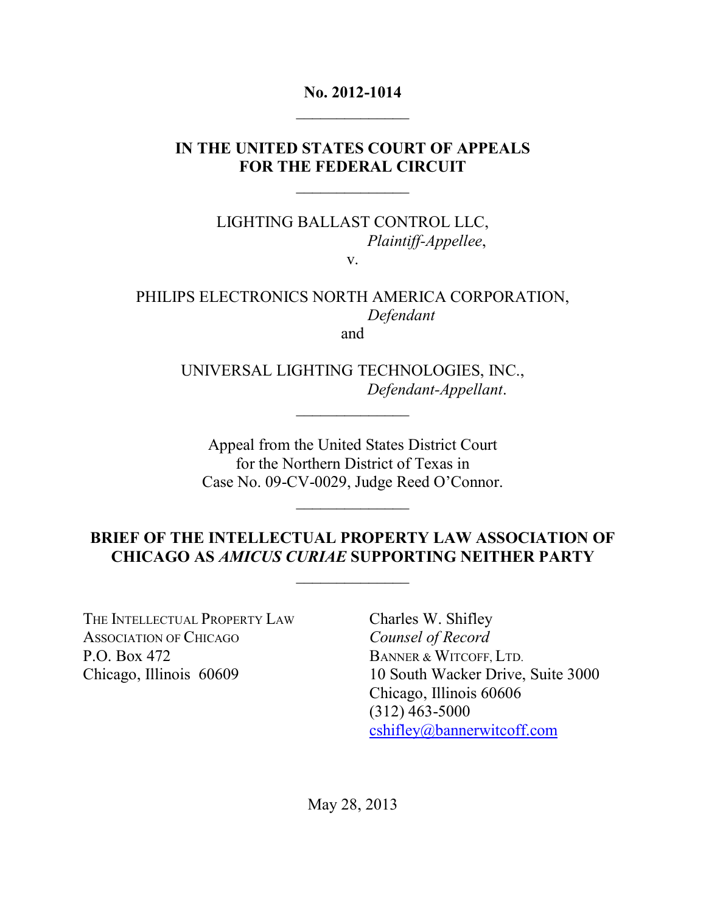**No. 2012-1014**

______________

**IN THE UNITED STATES COURT OF APPEALS**
**FOR THE FEDERAL CIRCUIT**

______________

LIGHTING BALLAST CONTROL LLC,
*Plaintiff-Appellee*,

v.

PHILIPS ELECTRONICS NORTH AMERICA CORPORATION,
*Defendant*

and

UNIVERSAL LIGHTING TECHNOLOGIES, INC.,
*Defendant-Appellant*.

______________

Appeal from the United States District Court
for the Northern District of Texas in
Case No. 09-CV-0029, Judge Reed O'Connor.

______________

**BRIEF OF THE INTELLECTUAL PROPERTY LAW ASSOCIATION OF CHICAGO AS *AMICUS CURIAE* SUPPORTING NEITHER PARTY**

______________

THE INTELLECTUAL PROPERTY LAW ASSOCIATION OF CHICAGO
P.O. Box 472
Chicago, Illinois 60609

Charles W. Shifley
*Counsel of Record*
BANNER & WITCOFF, LTD.
10 South Wacker Drive, Suite 3000
Chicago, Illinois 60606
(312) 463-5000
cshifley@bannerwitcoff.com

May 28, 2013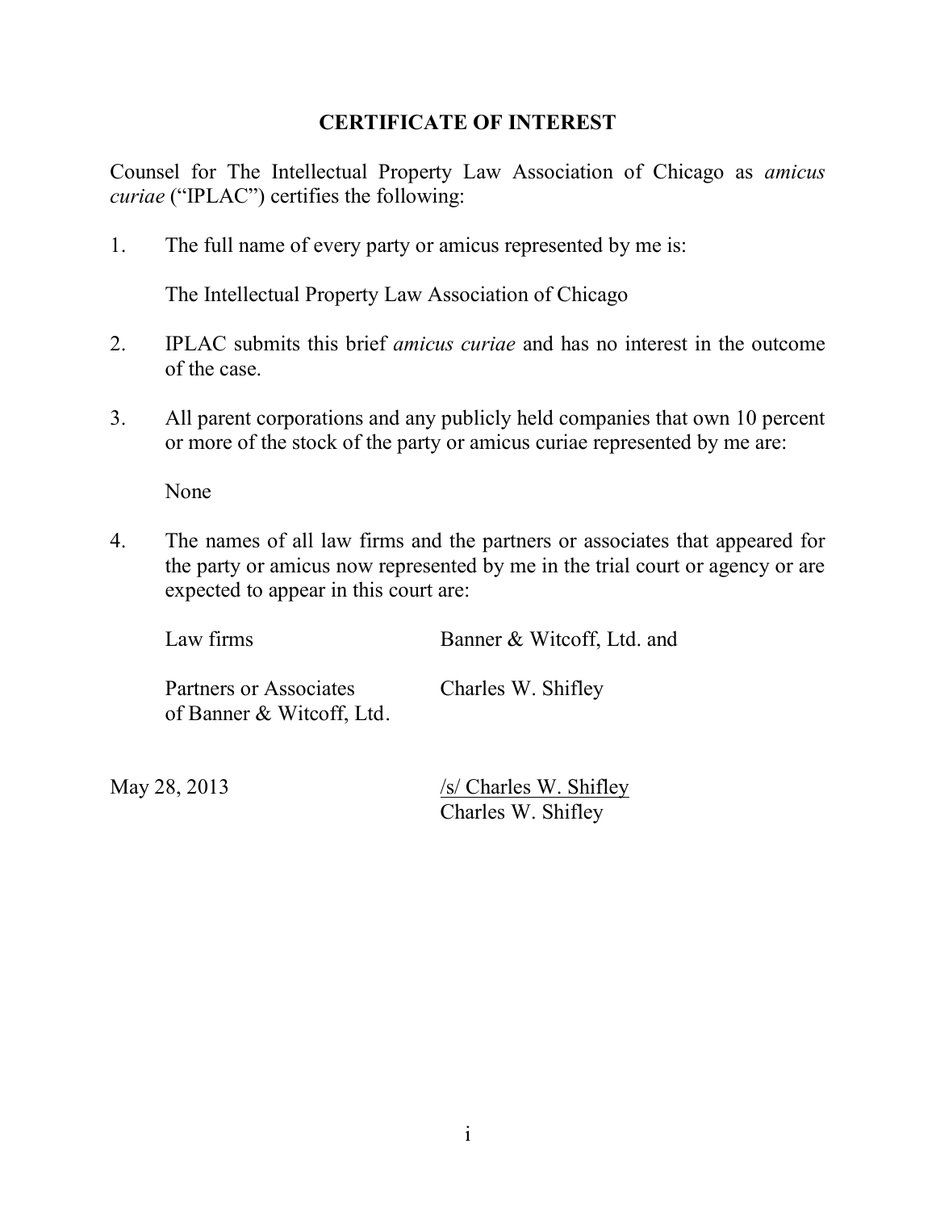# CERTIFICATE OF INTEREST

Counsel for The Intellectual Property Law Association of Chicago as *amicus curiae* ("IPLAC") certifies the following:

1. The full name of every party or amicus represented by me is:

   The Intellectual Property Law Association of Chicago

2. IPLAC submits this brief *amicus curiae* and has no interest in the outcome of the case.

3. All parent corporations and any publicly held companies that own 10 percent or more of the stock of the party or amicus curiae represented by me are:

   None

4. The names of all law firms and the partners or associates that appeared for the party or amicus now represented by me in the trial court or agency or are expected to appear in this court are:

| | |
|---|---|
| Law firms | Banner & Witcoff, Ltd. and |
| Partners or Associates of Banner & Witcoff, Ltd. | Charles W. Shifley |

May 28, 2013

/s/ Charles W. Shifley
Charles W. Shifley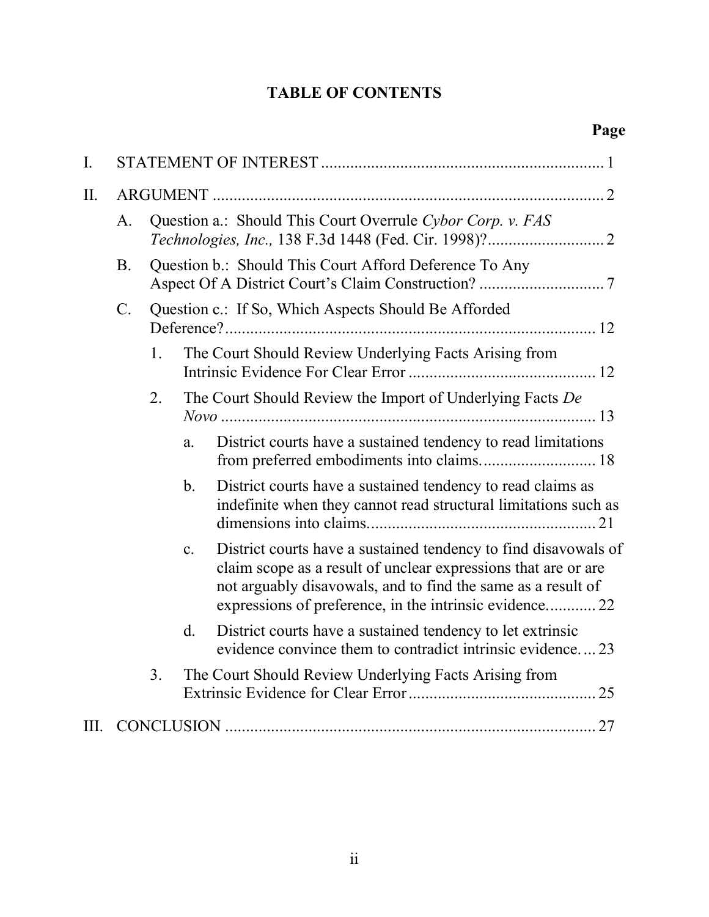# TABLE OF CONTENTS

| | Page |
|---|---|
| I. STATEMENT OF INTEREST | 1 |
| II. ARGUMENT | 2 |
| A. Question a.: Should This Court Overrule *Cybor Corp. v. FAS Technologies, Inc.,* 138 F.3d 1448 (Fed. Cir. 1998)? | 2 |
| B. Question b.: Should This Court Afford Deference To Any Aspect Of A District Court's Claim Construction? | 7 |
| C. Question c.: If So, Which Aspects Should Be Afforded Deference? | 12 |
| 1. The Court Should Review Underlying Facts Arising from Intrinsic Evidence For Clear Error | 12 |
| 2. The Court Should Review the Import of Underlying Facts *De Novo* | 13 |
| a. District courts have a sustained tendency to read limitations from preferred embodiments into claims. | 18 |
| b. District courts have a sustained tendency to read claims as indefinite when they cannot read structural limitations such as dimensions into claims. | 21 |
| c. District courts have a sustained tendency to find disavowals of claim scope as a result of unclear expressions that are or are not arguably disavowals, and to find the same as a result of expressions of preference, in the intrinsic evidence. | 22 |
| d. District courts have a sustained tendency to let extrinsic evidence convince them to contradict intrinsic evidence. | 23 |
| 3. The Court Should Review Underlying Facts Arising from Extrinsic Evidence for Clear Error | 25 |
| III. CONCLUSION | 27 |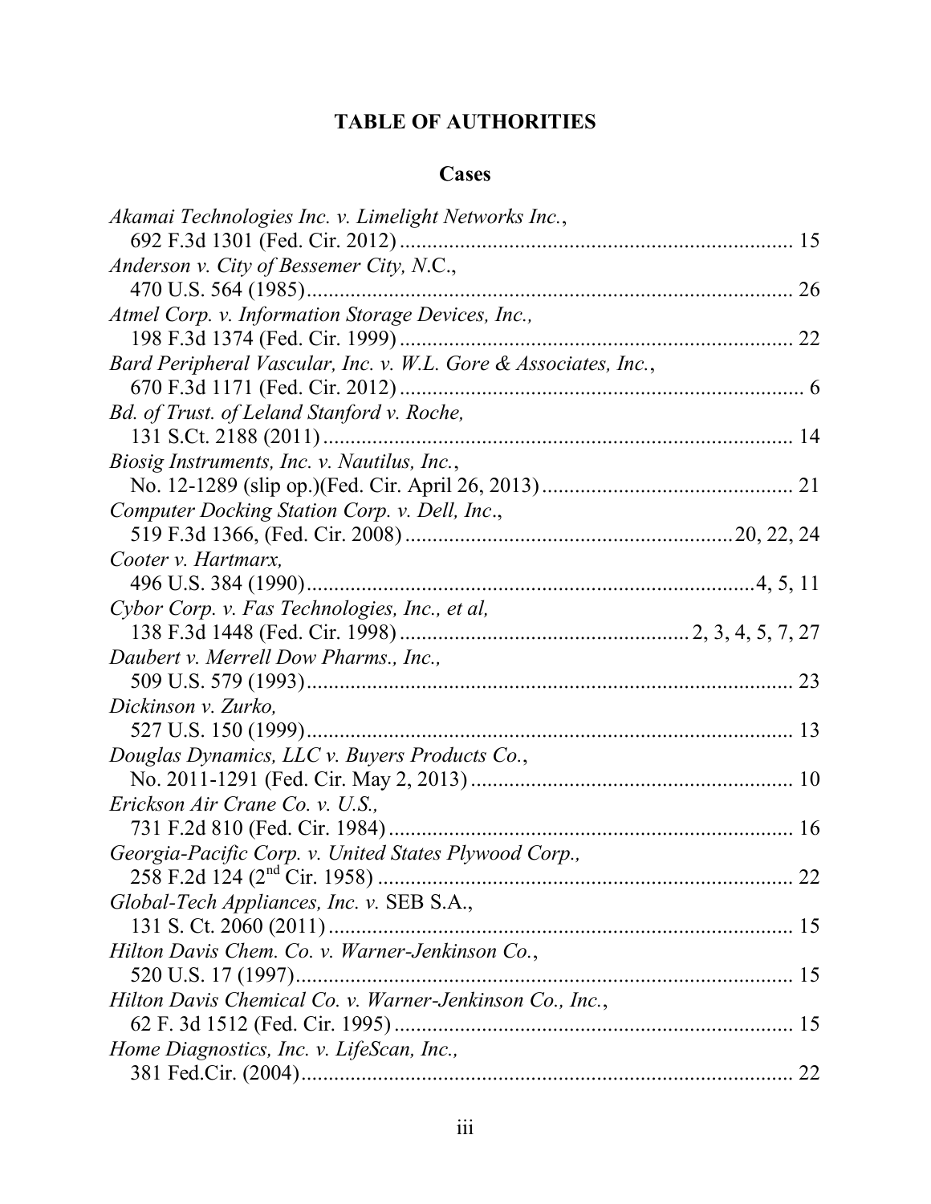# TABLE OF AUTHORITIES

## Cases

*Akamai Technologies Inc. v. Limelight Networks Inc.*,
692 F.3d 1301 (Fed. Cir. 2012) ........................................................................ 15

*Anderson v. City of Bessemer City, N.C.*,
470 U.S. 564 (1985)........................................................................................ 26

*Atmel Corp. v. Information Storage Devices, Inc.,*
198 F.3d 1374 (Fed. Cir. 1999) ........................................................................ 22

*Bard Peripheral Vascular, Inc. v. W.L. Gore & Associates, Inc.*,
670 F.3d 1171 (Fed. Cir. 2012) .......................................................................... 6

*Bd. of Trust. of Leland Stanford v. Roche,*
131 S.Ct. 2188 (2011) ...................................................................................... 14

*Biosig Instruments, Inc. v. Nautilus, Inc.*,
No. 12-1289 (slip op.)(Fed. Cir. April 26, 2013) .............................................. 21

*Computer Docking Station Corp. v. Dell, Inc*.,
519 F.3d 1366, (Fed. Cir. 2008) ............................................................ 20, 22, 24

*Cooter v. Hartmarx,*
496 U.S. 384 (1990)....................................................................................4, 5, 11

*Cybor Corp. v. Fas Technologies, Inc., et al,*
138 F.3d 1448 (Fed. Cir. 1998) ..................................................... 2, 3, 4, 5, 7, 27

*Daubert v. Merrell Dow Pharms., Inc.,*
509 U.S. 579 (1993)......................................................................................... 23

*Dickinson v. Zurko,*
527 U.S. 150 (1999)......................................................................................... 13

*Douglas Dynamics, LLC v. Buyers Products Co.*,
No. 2011-1291 (Fed. Cir. May 2, 2013) ........................................................... 10

*Erickson Air Crane Co. v. U.S.,*
731 F.2d 810 (Fed. Cir. 1984) .......................................................................... 16

*Georgia-Pacific Corp. v. United States Plywood Corp.,*
258 F.2d 124 (2nd Cir. 1958) ............................................................................ 22

*Global-Tech Appliances, Inc. v.* SEB S.A.,
131 S. Ct. 2060 (2011) ..................................................................................... 15

*Hilton Davis Chem. Co. v. Warner-Jenkinson Co.*,
520 U.S. 17 (1997)........................................................................................... 15

*Hilton Davis Chemical Co. v. Warner-Jenkinson Co., Inc.*,
62 F. 3d 1512 (Fed. Cir. 1995) ......................................................................... 15

*Home Diagnostics, Inc. v. LifeScan, Inc.,*
381 Fed.Cir. (2004).......................................................................................... 22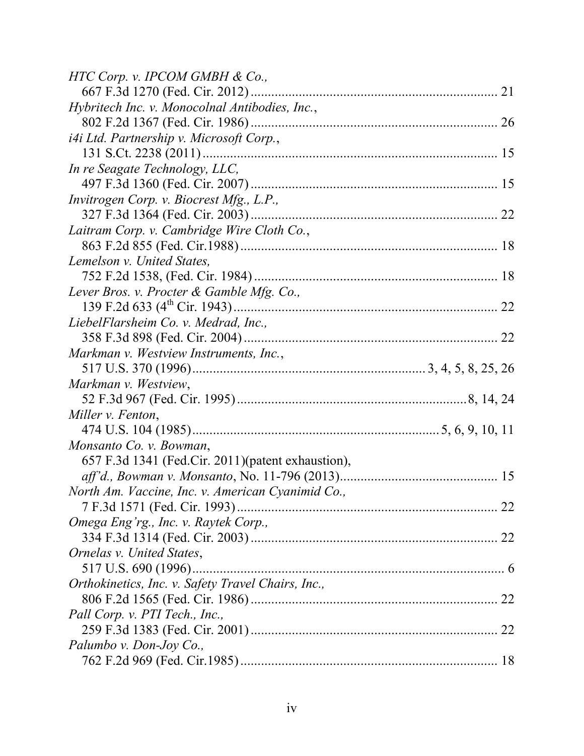*HTC Corp. v. IPCOM GMBH & Co.*,
667 F.3d 1270 (Fed. Cir. 2012) ........................................................................ 21

*Hybritech Inc. v. Monocolnal Antibodies, Inc.*,
802 F.2d 1367 (Fed. Cir. 1986) ........................................................................ 26

*i4i Ltd. Partnership v. Microsoft Corp.*,
131 S.Ct. 2238 (2011) ...................................................................................... 15

*In re Seagate Technology, LLC*,
497 F.3d 1360 (Fed. Cir. 2007) ........................................................................ 15

*Invitrogen Corp. v. Biocrest Mfg., L.P.*,
327 F.3d 1364 (Fed. Cir. 2003) ........................................................................ 22

*Laitram Corp. v. Cambridge Wire Cloth Co.*,
863 F.2d 855 (Fed. Cir.1988) ........................................................................... 18

*Lemelson v. United States*,
752 F.2d 1538, (Fed. Cir. 1984) ...................................................................... 18

*Lever Bros. v. Procter & Gamble Mfg. Co.*,
139 F.2d 633 (4th Cir. 1943) ............................................................................ 22

*LiebelFlarsheim Co. v. Medrad, Inc.*,
358 F.3d 898 (Fed. Cir. 2004) .......................................................................... 22

*Markman v. Westview Instruments, Inc.*,
517 U.S. 370 (1996) .................................................................... 3, 4, 5, 8, 25, 26

*Markman v. Westview*,
52 F.3d 967 (Fed. Cir. 1995) ................................................................... 8, 14, 24

*Miller v. Fenton*,
474 U.S. 104 (1985) ........................................................................ 5, 6, 9, 10, 11

*Monsanto Co. v. Bowman*,
657 F.3d 1341 (Fed.Cir. 2011)(patent exhaustion),
*aff'd., Bowman v. Monsanto*, No. 11-796 (2013) .............................................. 15

*North Am. Vaccine, Inc. v. American Cyanimid Co.*,
7 F.3d 1571 (Fed. Cir. 1993) ............................................................................ 22

*Omega Eng'rg., Inc. v. Raytek Corp.*,
334 F.3d 1314 (Fed. Cir. 2003) ........................................................................ 22

*Ornelas v. United States*,
517 U.S. 690 (1996) ........................................................................................... 6

*Orthokinetics, Inc. v. Safety Travel Chairs, Inc.*,
806 F.2d 1565 (Fed. Cir. 1986) ........................................................................ 22

*Pall Corp. v. PTI Tech., Inc.*,
259 F.3d 1383 (Fed. Cir. 2001) ........................................................................ 22

*Palumbo v. Don-Joy Co.*,
762 F.2d 969 (Fed. Cir.1985) ........................................................................... 18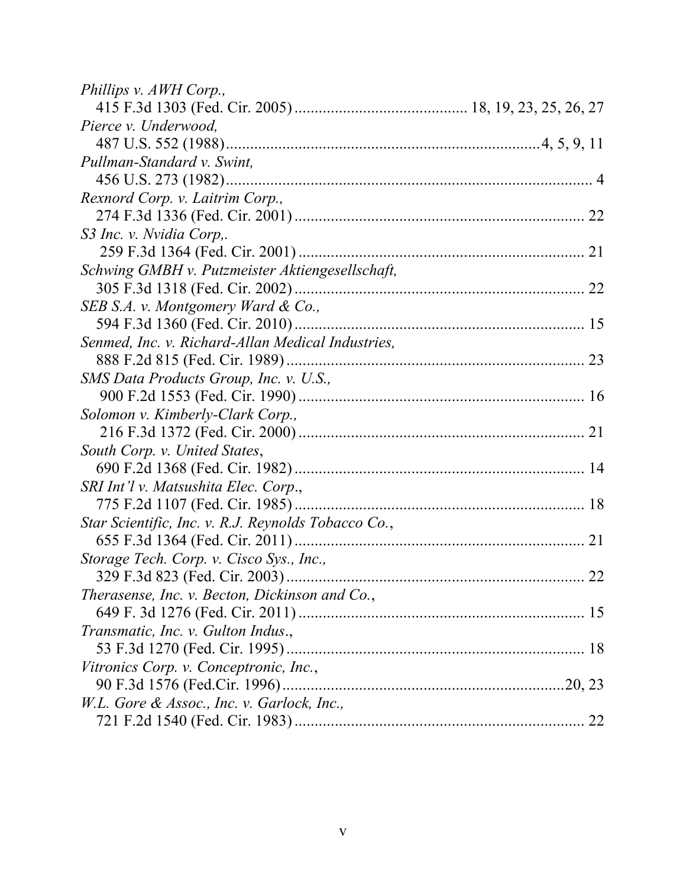*Phillips v. AWH Corp.*,
415 F.3d 1303 (Fed. Cir. 2005) .......................................... 18, 19, 23, 25, 26, 27

*Pierce v. Underwood*,
487 U.S. 552 (1988) ............................................................................ 4, 5, 9, 11

*Pullman-Standard v. Swint*,
456 U.S. 273 (1982) ........................................................................................ 4

*Rexnord Corp. v. Laitrim Corp.*,
274 F.3d 1336 (Fed. Cir. 2001) ..................................................................... 22

*S3 Inc. v. Nvidia Corp,.*
259 F.3d 1364 (Fed. Cir. 2001) ..................................................................... 21

*Schwing GMBH v. Putzmeister Aktiengesellschaft*,
305 F.3d 1318 (Fed. Cir. 2002) ..................................................................... 22

*SEB S.A. v. Montgomery Ward & Co.*,
594 F.3d 1360 (Fed. Cir. 2010) ..................................................................... 15

*Senmed, Inc. v. Richard-Allan Medical Industries*,
888 F.2d 815 (Fed. Cir. 1989) ....................................................................... 23

*SMS Data Products Group, Inc. v. U.S.*,
900 F.2d 1553 (Fed. Cir. 1990) ..................................................................... 16

*Solomon v. Kimberly-Clark Corp.*,
216 F.3d 1372 (Fed. Cir. 2000) ..................................................................... 21

*South Corp. v. United States*,
690 F.2d 1368 (Fed. Cir. 1982) ..................................................................... 14

*SRI Int'l v. Matsushita Elec. Corp*.,
775 F.2d 1107 (Fed. Cir. 1985) ..................................................................... 18

*Star Scientific, Inc. v. R.J. Reynolds Tobacco Co.*,
655 F.3d 1364 (Fed. Cir. 2011) ..................................................................... 21

*Storage Tech. Corp. v. Cisco Sys., Inc.*,
329 F.3d 823 (Fed. Cir. 2003) ....................................................................... 22

*Therasense, Inc. v. Becton, Dickinson and Co.*,
649 F. 3d 1276 (Fed. Cir. 2011) .................................................................... 15

*Transmatic, Inc. v. Gulton Indus*.,
53 F.3d 1270 (Fed. Cir. 1995) ....................................................................... 18

*Vitronics Corp. v. Conceptronic, Inc.*,
90 F.3d 1576 (Fed.Cir. 1996) .................................................................... 20, 23

*W.L. Gore & Assoc., Inc. v. Garlock, Inc.*,
721 F.2d 1540 (Fed. Cir. 1983) ..................................................................... 22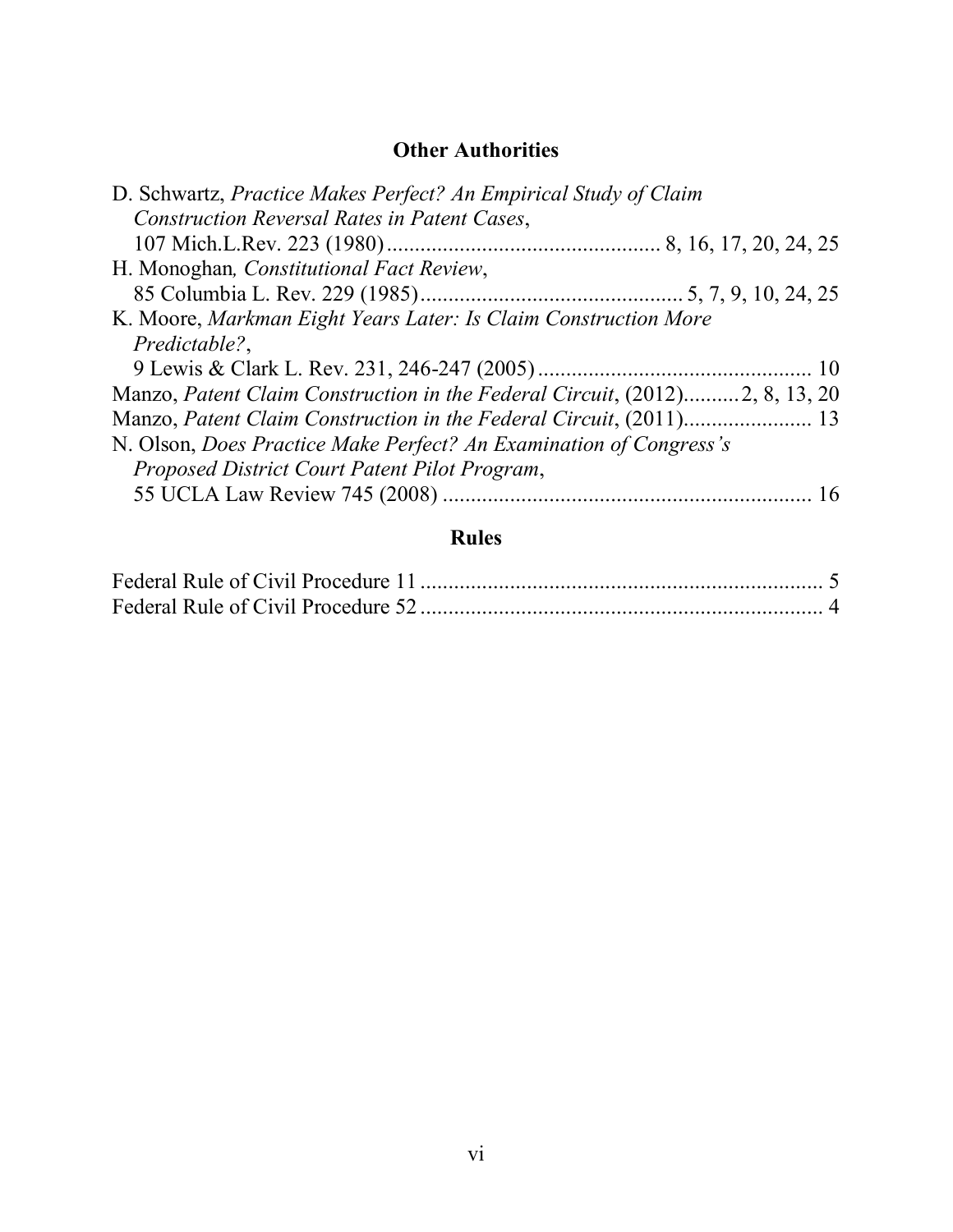## Other Authorities

D. Schwartz, *Practice Makes Perfect? An Empirical Study of Claim Construction Reversal Rates in Patent Cases*, 107 Mich.L.Rev. 223 (1980) ................................................ 8, 16, 17, 20, 24, 25

H. Monoghan*, Constitutional Fact Review*, 85 Columbia L. Rev. 229 (1985) ............................................... 5, 7, 9, 10, 24, 25

K. Moore, *Markman Eight Years Later: Is Claim Construction More Predictable?*, 9 Lewis & Clark L. Rev. 231, 246-247 (2005) ................................................ 10

Manzo, *Patent Claim Construction in the Federal Circuit*, (2012)..........2, 8, 13, 20

Manzo, *Patent Claim Construction in the Federal Circuit*, (2011)....................... 13

N. Olson, *Does Practice Make Perfect? An Examination of Congress's Proposed District Court Patent Pilot Program*, 55 UCLA Law Review 745 (2008) .................................................................. 16

## Rules

Federal Rule of Civil Procedure 11 ....................................................................... 5

Federal Rule of Civil Procedure 52 ....................................................................... 4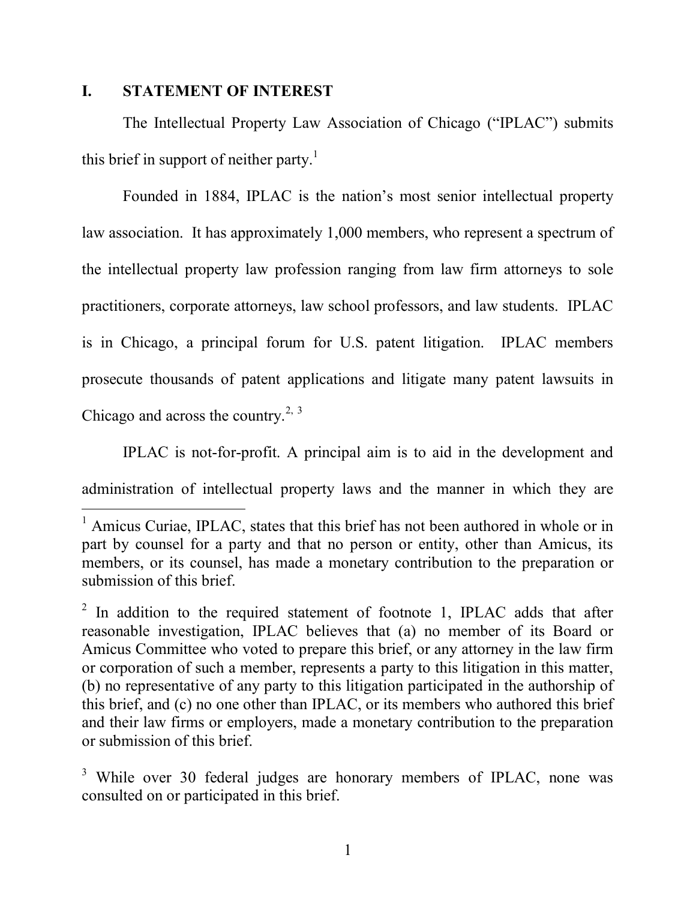## I. STATEMENT OF INTEREST

The Intellectual Property Law Association of Chicago ("IPLAC") submits this brief in support of neither party.[1]

Founded in 1884, IPLAC is the nation's most senior intellectual property law association. It has approximately 1,000 members, who represent a spectrum of the intellectual property law profession ranging from law firm attorneys to sole practitioners, corporate attorneys, law school professors, and law students. IPLAC is in Chicago, a principal forum for U.S. patent litigation. IPLAC members prosecute thousands of patent applications and litigate many patent lawsuits in Chicago and across the country.[2, 3]

IPLAC is not-for-profit. A principal aim is to aid in the development and administration of intellectual property laws and the manner in which they are

---

[1] Amicus Curiae, IPLAC, states that this brief has not been authored in whole or in part by counsel for a party and that no person or entity, other than Amicus, its members, or its counsel, has made a monetary contribution to the preparation or submission of this brief.

[2] In addition to the required statement of footnote 1, IPLAC adds that after reasonable investigation, IPLAC believes that (a) no member of its Board or Amicus Committee who voted to prepare this brief, or any attorney in the law firm or corporation of such a member, represents a party to this litigation in this matter, (b) no representative of any party to this litigation participated in the authorship of this brief, and (c) no one other than IPLAC, or its members who authored this brief and their law firms or employers, made a monetary contribution to the preparation or submission of this brief.

[3] While over 30 federal judges are honorary members of IPLAC, none was consulted on or participated in this brief.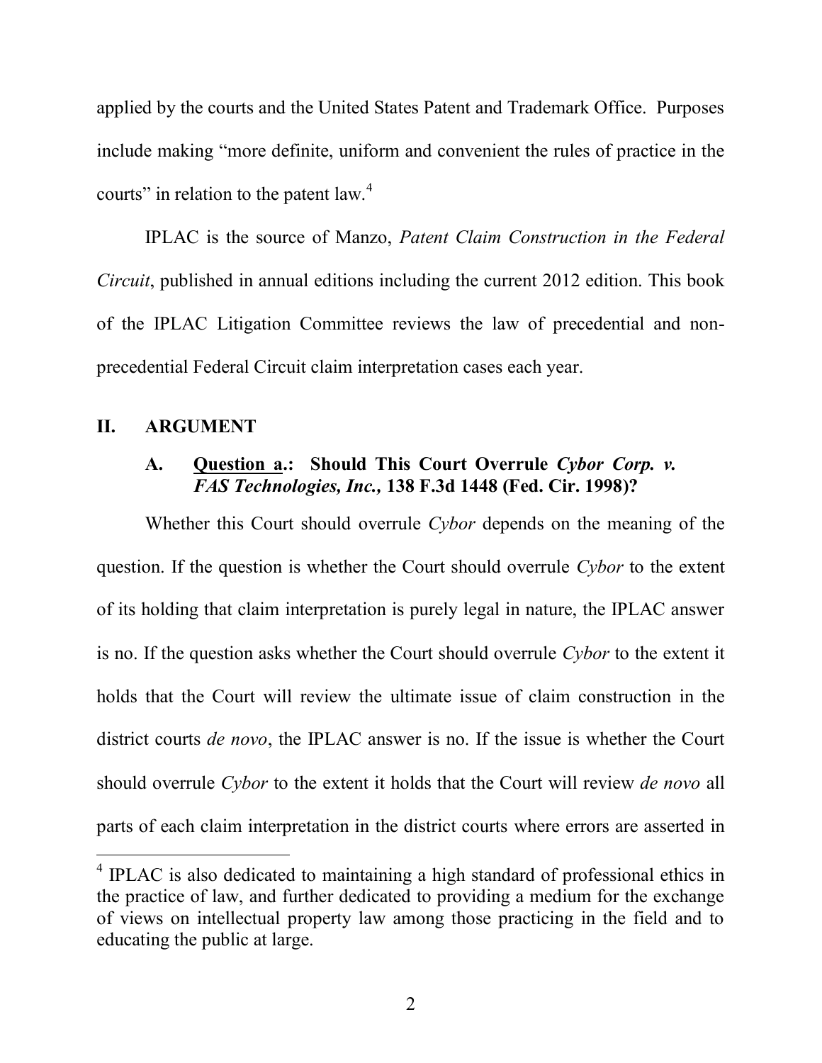applied by the courts and the United States Patent and Trademark Office. Purposes include making "more definite, uniform and convenient the rules of practice in the courts" in relation to the patent law.[4]

IPLAC is the source of Manzo, *Patent Claim Construction in the Federal Circuit*, published in annual editions including the current 2012 edition. This book of the IPLAC Litigation Committee reviews the law of precedential and non-precedential Federal Circuit claim interpretation cases each year.

## II. ARGUMENT

### A. Question a.: Should This Court Overrule *Cybor Corp. v. FAS Technologies, Inc.*, 138 F.3d 1448 (Fed. Cir. 1998)?

Whether this Court should overrule *Cybor* depends on the meaning of the question. If the question is whether the Court should overrule *Cybor* to the extent of its holding that claim interpretation is purely legal in nature, the IPLAC answer is no. If the question asks whether the Court should overrule *Cybor* to the extent it holds that the Court will review the ultimate issue of claim construction in the district courts *de novo*, the IPLAC answer is no. If the issue is whether the Court should overrule *Cybor* to the extent it holds that the Court will review *de novo* all parts of each claim interpretation in the district courts where errors are asserted in

[4] IPLAC is also dedicated to maintaining a high standard of professional ethics in the practice of law, and further dedicated to providing a medium for the exchange of views on intellectual property law among those practicing in the field and to educating the public at large.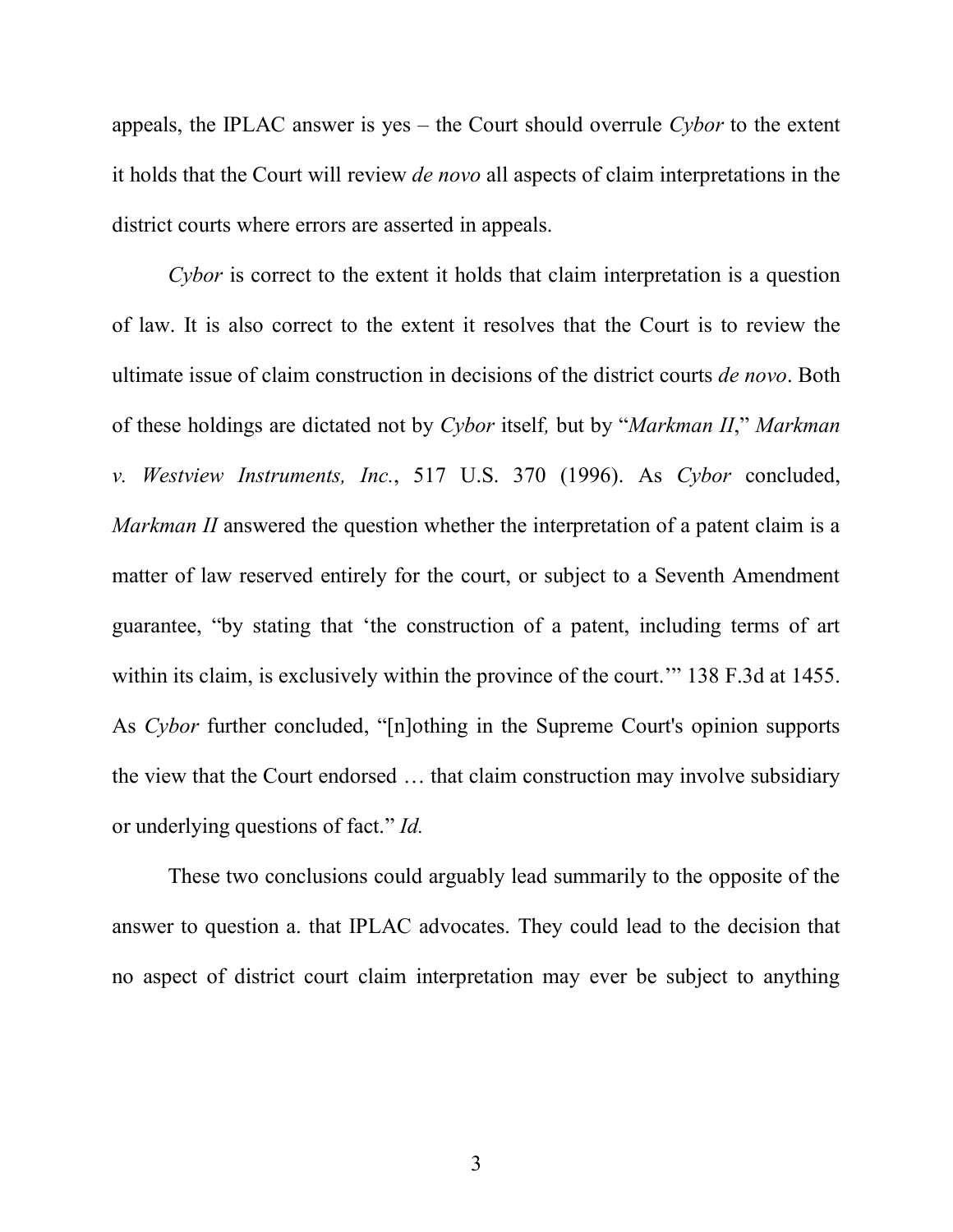appeals, the IPLAC answer is yes – the Court should overrule *Cybor* to the extent it holds that the Court will review *de novo* all aspects of claim interpretations in the district courts where errors are asserted in appeals.

*Cybor* is correct to the extent it holds that claim interpretation is a question of law. It is also correct to the extent it resolves that the Court is to review the ultimate issue of claim construction in decisions of the district courts *de novo*. Both of these holdings are dictated not by *Cybor* itself*,* but by "*Markman II*," *Markman v. Westview Instruments, Inc.*, 517 U.S. 370 (1996). As *Cybor* concluded, *Markman II* answered the question whether the interpretation of a patent claim is a matter of law reserved entirely for the court, or subject to a Seventh Amendment guarantee, "by stating that 'the construction of a patent, including terms of art within its claim, is exclusively within the province of the court.'" 138 F.3d at 1455. As *Cybor* further concluded, "[n]othing in the Supreme Court's opinion supports the view that the Court endorsed … that claim construction may involve subsidiary or underlying questions of fact." *Id.*

These two conclusions could arguably lead summarily to the opposite of the answer to question a. that IPLAC advocates. They could lead to the decision that no aspect of district court claim interpretation may ever be subject to anything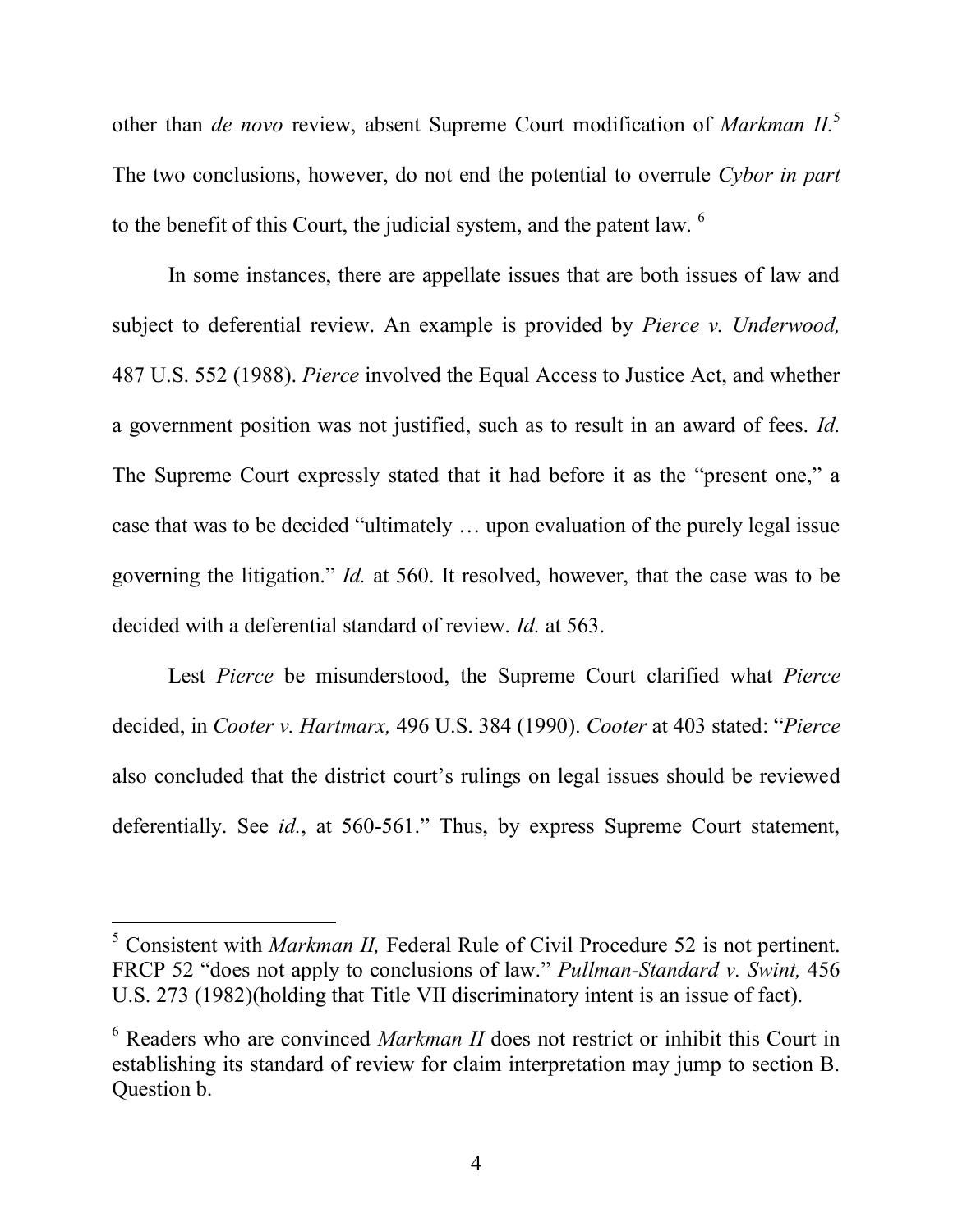other than *de novo* review, absent Supreme Court modification of *Markman II.*[5] The two conclusions, however, do not end the potential to overrule *Cybor in part* to the benefit of this Court, the judicial system, and the patent law. [6]

In some instances, there are appellate issues that are both issues of law and subject to deferential review. An example is provided by *Pierce v. Underwood,* 487 U.S. 552 (1988). *Pierce* involved the Equal Access to Justice Act, and whether a government position was not justified, such as to result in an award of fees. *Id.* The Supreme Court expressly stated that it had before it as the "present one," a case that was to be decided "ultimately … upon evaluation of the purely legal issue governing the litigation." *Id.* at 560. It resolved, however, that the case was to be decided with a deferential standard of review. *Id.* at 563.

Lest *Pierce* be misunderstood, the Supreme Court clarified what *Pierce* decided, in *Cooter v. Hartmarx,* 496 U.S. 384 (1990). *Cooter* at 403 stated: "*Pierce* also concluded that the district court's rulings on legal issues should be reviewed deferentially. See *id.*, at 560-561." Thus, by express Supreme Court statement,

---

[5] Consistent with *Markman II,* Federal Rule of Civil Procedure 52 is not pertinent. FRCP 52 "does not apply to conclusions of law." *Pullman-Standard v. Swint,* 456 U.S. 273 (1982)(holding that Title VII discriminatory intent is an issue of fact).

[6] Readers who are convinced *Markman II* does not restrict or inhibit this Court in establishing its standard of review for claim interpretation may jump to section B. Question b.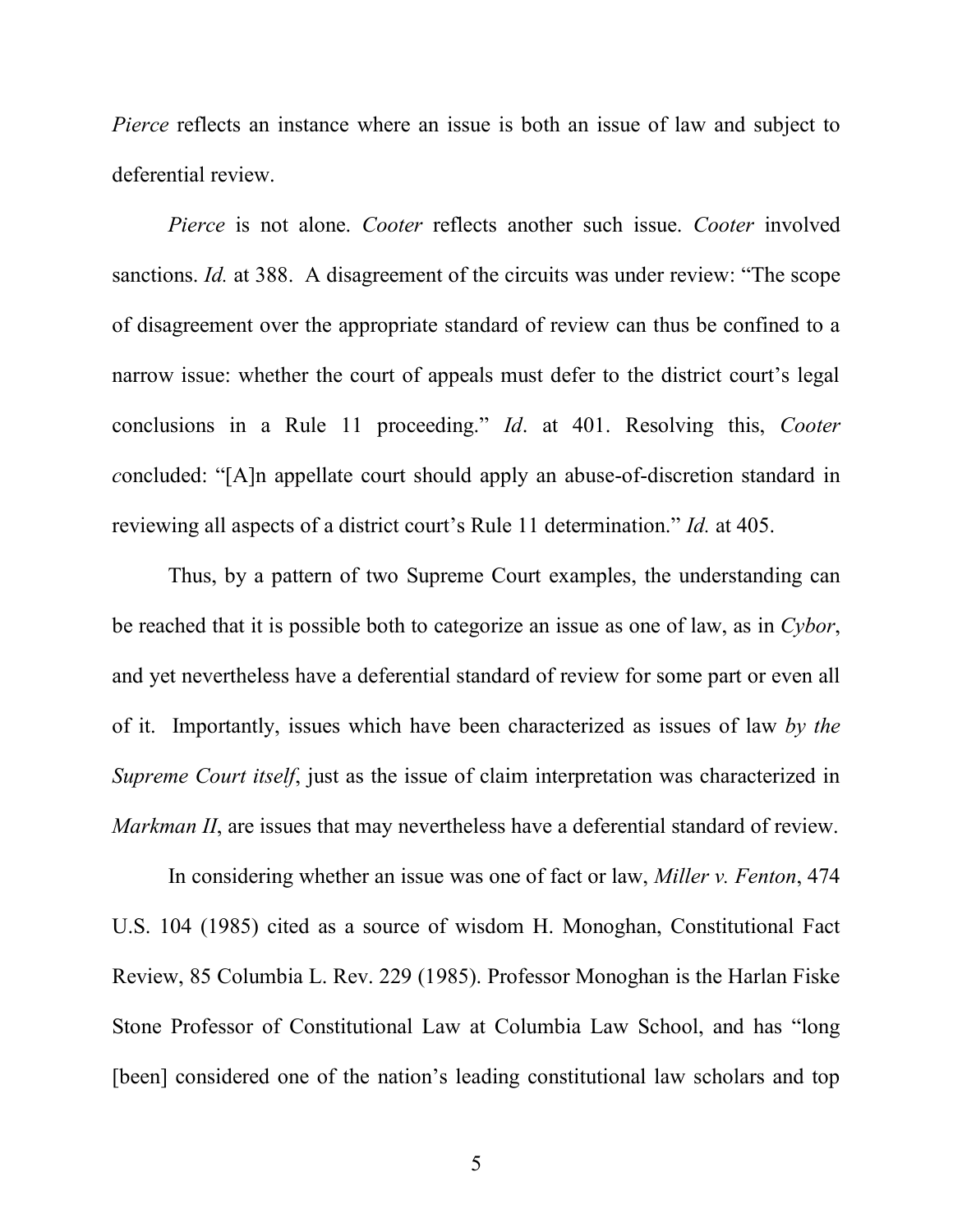*Pierce* reflects an instance where an issue is both an issue of law and subject to deferential review.

*Pierce* is not alone. *Cooter* reflects another such issue. *Cooter* involved sanctions. *Id.* at 388. A disagreement of the circuits was under review: "The scope of disagreement over the appropriate standard of review can thus be confined to a narrow issue: whether the court of appeals must defer to the district court's legal conclusions in a Rule 11 proceeding." *Id*. at 401. Resolving this, *Cooter* *c*oncluded: "[A]n appellate court should apply an abuse-of-discretion standard in reviewing all aspects of a district court's Rule 11 determination." *Id.* at 405.

Thus, by a pattern of two Supreme Court examples, the understanding can be reached that it is possible both to categorize an issue as one of law, as in *Cybor*, and yet nevertheless have a deferential standard of review for some part or even all of it. Importantly, issues which have been characterized as issues of law *by the Supreme Court itself*, just as the issue of claim interpretation was characterized in *Markman II*, are issues that may nevertheless have a deferential standard of review.

In considering whether an issue was one of fact or law, *Miller v. Fenton*, 474 U.S. 104 (1985) cited as a source of wisdom H. Monoghan, Constitutional Fact Review, 85 Columbia L. Rev. 229 (1985). Professor Monoghan is the Harlan Fiske Stone Professor of Constitutional Law at Columbia Law School, and has "long [been] considered one of the nation's leading constitutional law scholars and top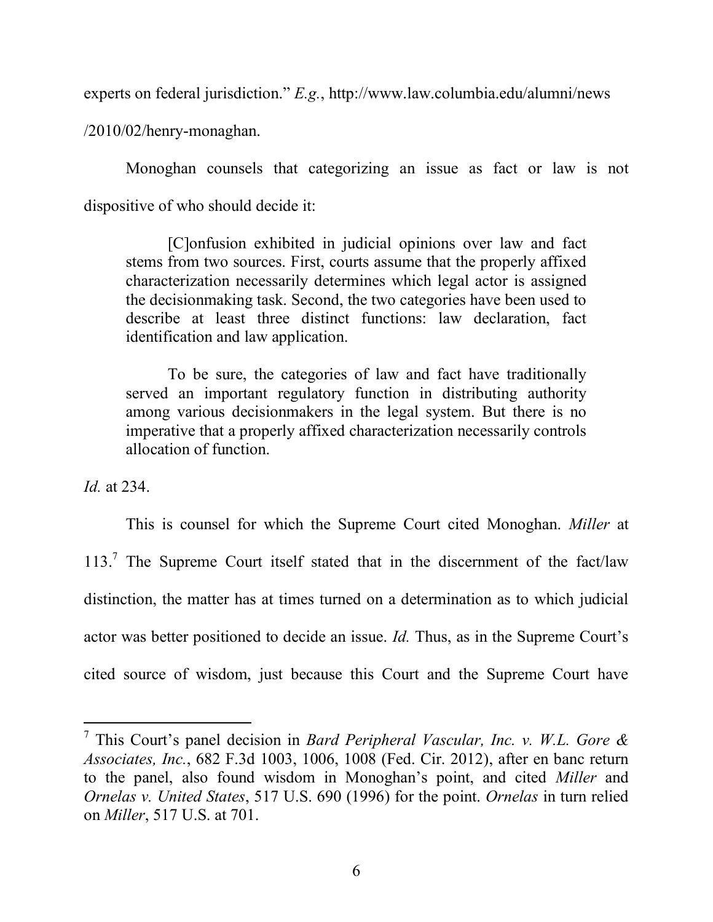experts on federal jurisdiction." *E.g.*, http://www.law.columbia.edu/alumni/news /2010/02/henry-monaghan.

Monoghan counsels that categorizing an issue as fact or law is not dispositive of who should decide it:

> [C]onfusion exhibited in judicial opinions over law and fact stems from two sources. First, courts assume that the properly affixed characterization necessarily determines which legal actor is assigned the decisionmaking task. Second, the two categories have been used to describe at least three distinct functions: law declaration, fact identification and law application.
>
> To be sure, the categories of law and fact have traditionally served an important regulatory function in distributing authority among various decisionmakers in the legal system. But there is no imperative that a properly affixed characterization necessarily controls allocation of function.

*Id.* at 234.

This is counsel for which the Supreme Court cited Monoghan. *Miller* at 113.[7] The Supreme Court itself stated that in the discernment of the fact/law distinction, the matter has at times turned on a determination as to which judicial actor was better positioned to decide an issue. *Id.* Thus, as in the Supreme Court's cited source of wisdom, just because this Court and the Supreme Court have

---

[7] This Court's panel decision in *Bard Peripheral Vascular, Inc. v. W.L. Gore & Associates, Inc.*, 682 F.3d 1003, 1006, 1008 (Fed. Cir. 2012), after en banc return to the panel, also found wisdom in Monoghan's point, and cited *Miller* and *Ornelas v. United States*, 517 U.S. 690 (1996) for the point. *Ornelas* in turn relied on *Miller*, 517 U.S. at 701.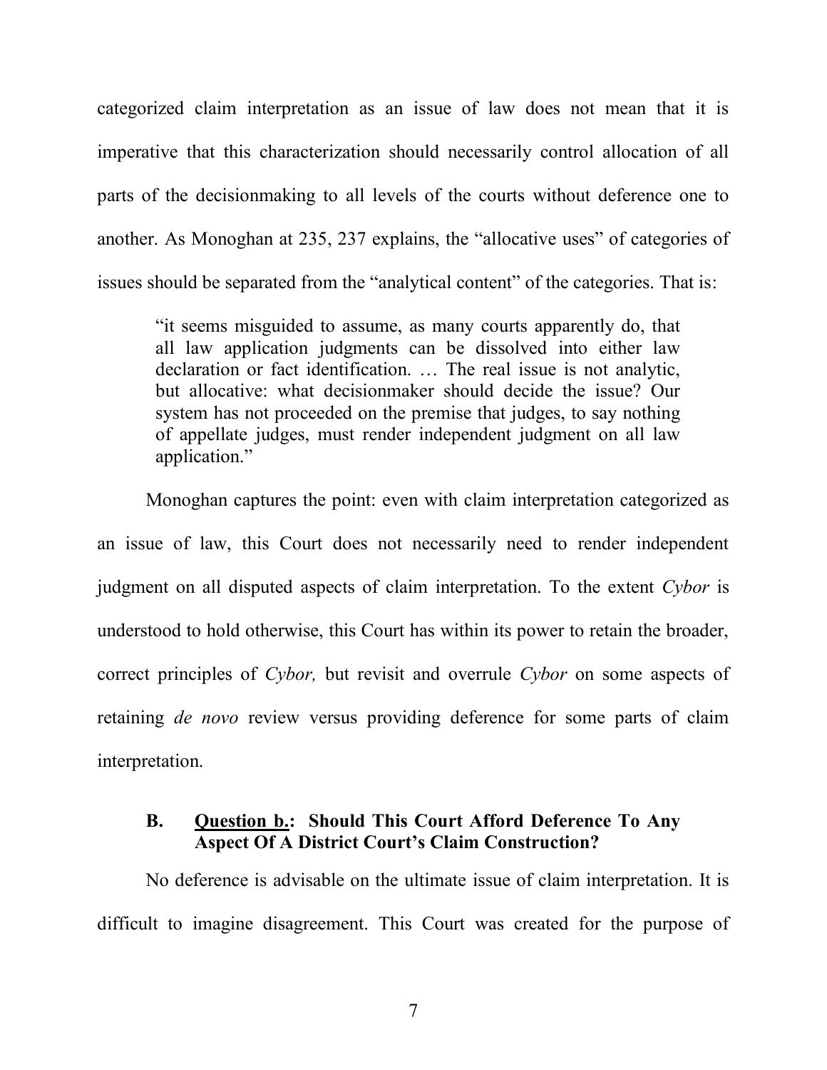categorized claim interpretation as an issue of law does not mean that it is imperative that this characterization should necessarily control allocation of all parts of the decisionmaking to all levels of the courts without deference one to another. As Monoghan at 235, 237 explains, the "allocative uses" of categories of issues should be separated from the "analytical content" of the categories. That is:

> "it seems misguided to assume, as many courts apparently do, that all law application judgments can be dissolved into either law declaration or fact identification. … The real issue is not analytic, but allocative: what decisionmaker should decide the issue? Our system has not proceeded on the premise that judges, to say nothing of appellate judges, must render independent judgment on all law application."

Monoghan captures the point: even with claim interpretation categorized as an issue of law, this Court does not necessarily need to render independent judgment on all disputed aspects of claim interpretation. To the extent *Cybor* is understood to hold otherwise, this Court has within its power to retain the broader, correct principles of *Cybor,* but revisit and overrule *Cybor* on some aspects of retaining *de novo* review versus providing deference for some parts of claim interpretation.

### B. <u>Question b.</u>: Should This Court Afford Deference To Any Aspect Of A District Court's Claim Construction?

No deference is advisable on the ultimate issue of claim interpretation. It is difficult to imagine disagreement. This Court was created for the purpose of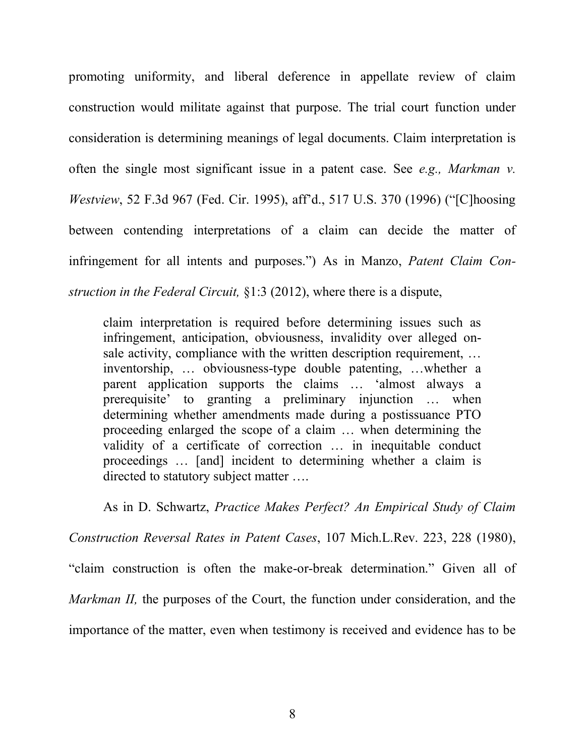promoting uniformity, and liberal deference in appellate review of claim construction would militate against that purpose. The trial court function under consideration is determining meanings of legal documents. Claim interpretation is often the single most significant issue in a patent case. See *e.g., Markman v. Westview*, 52 F.3d 967 (Fed. Cir. 1995), aff'd., 517 U.S. 370 (1996) ("[C]hoosing between contending interpretations of a claim can decide the matter of infringement for all intents and purposes.") As in Manzo, *Patent Claim Construction in the Federal Circuit,* §1:3 (2012), where there is a dispute,

> claim interpretation is required before determining issues such as infringement, anticipation, obviousness, invalidity over alleged on-sale activity, compliance with the written description requirement, … inventorship, … obviousness-type double patenting, …whether a parent application supports the claims … 'almost always a prerequisite' to granting a preliminary injunction … when determining whether amendments made during a postissuance PTO proceeding enlarged the scope of a claim … when determining the validity of a certificate of correction … in inequitable conduct proceedings … [and] incident to determining whether a claim is directed to statutory subject matter ….

As in D. Schwartz, *Practice Makes Perfect? An Empirical Study of Claim Construction Reversal Rates in Patent Cases*, 107 Mich.L.Rev. 223, 228 (1980), "claim construction is often the make-or-break determination." Given all of *Markman II,* the purposes of the Court, the function under consideration, and the importance of the matter, even when testimony is received and evidence has to be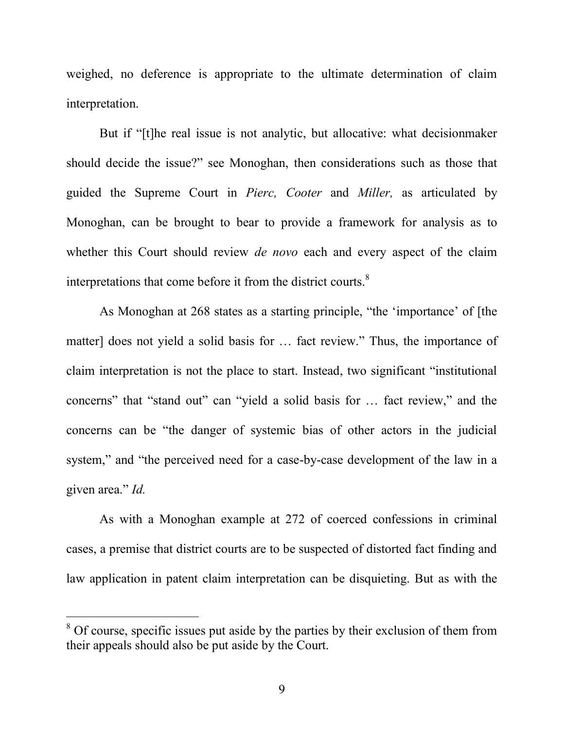weighed, no deference is appropriate to the ultimate determination of claim interpretation.

But if "[t]he real issue is not analytic, but allocative: what decisionmaker should decide the issue?" see Monoghan, then considerations such as those that guided the Supreme Court in *Pierc, Cooter* and *Miller,* as articulated by Monoghan, can be brought to bear to provide a framework for analysis as to whether this Court should review *de novo* each and every aspect of the claim interpretations that come before it from the district courts.[8]

As Monoghan at 268 states as a starting principle, "the 'importance' of [the matter] does not yield a solid basis for … fact review." Thus, the importance of claim interpretation is not the place to start. Instead, two significant "institutional concerns" that "stand out" can "yield a solid basis for … fact review," and the concerns can be "the danger of systemic bias of other actors in the judicial system," and "the perceived need for a case-by-case development of the law in a given area." *Id.*

As with a Monoghan example at 272 of coerced confessions in criminal cases, a premise that district courts are to be suspected of distorted fact finding and law application in patent claim interpretation can be disquieting. But as with the

[8] Of course, specific issues put aside by the parties by their exclusion of them from their appeals should also be put aside by the Court.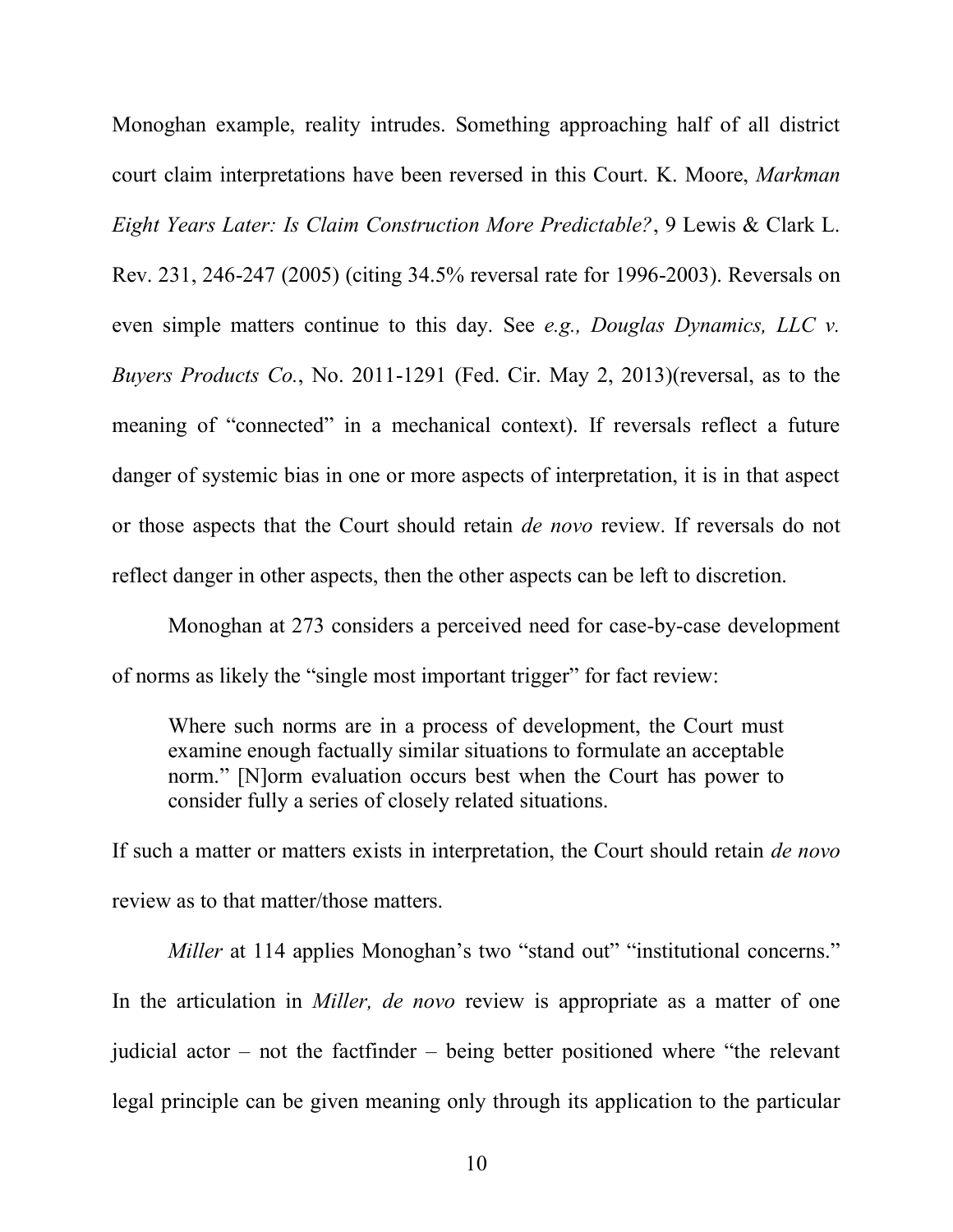Monoghan example, reality intrudes. Something approaching half of all district court claim interpretations have been reversed in this Court. K. Moore, *Markman Eight Years Later: Is Claim Construction More Predictable?*, 9 Lewis & Clark L. Rev. 231, 246-247 (2005) (citing 34.5% reversal rate for 1996-2003). Reversals on even simple matters continue to this day. See *e.g., Douglas Dynamics, LLC v. Buyers Products Co.*, No. 2011-1291 (Fed. Cir. May 2, 2013)(reversal, as to the meaning of "connected" in a mechanical context). If reversals reflect a future danger of systemic bias in one or more aspects of interpretation, it is in that aspect or those aspects that the Court should retain *de novo* review. If reversals do not reflect danger in other aspects, then the other aspects can be left to discretion.

Monoghan at 273 considers a perceived need for case-by-case development of norms as likely the "single most important trigger" for fact review:

> Where such norms are in a process of development, the Court must examine enough factually similar situations to formulate an acceptable norm." [N]orm evaluation occurs best when the Court has power to consider fully a series of closely related situations.

If such a matter or matters exists in interpretation, the Court should retain *de novo* review as to that matter/those matters.

*Miller* at 114 applies Monoghan's two "stand out" "institutional concerns." In the articulation in *Miller, de novo* review is appropriate as a matter of one judicial actor – not the factfinder – being better positioned where "the relevant legal principle can be given meaning only through its application to the particular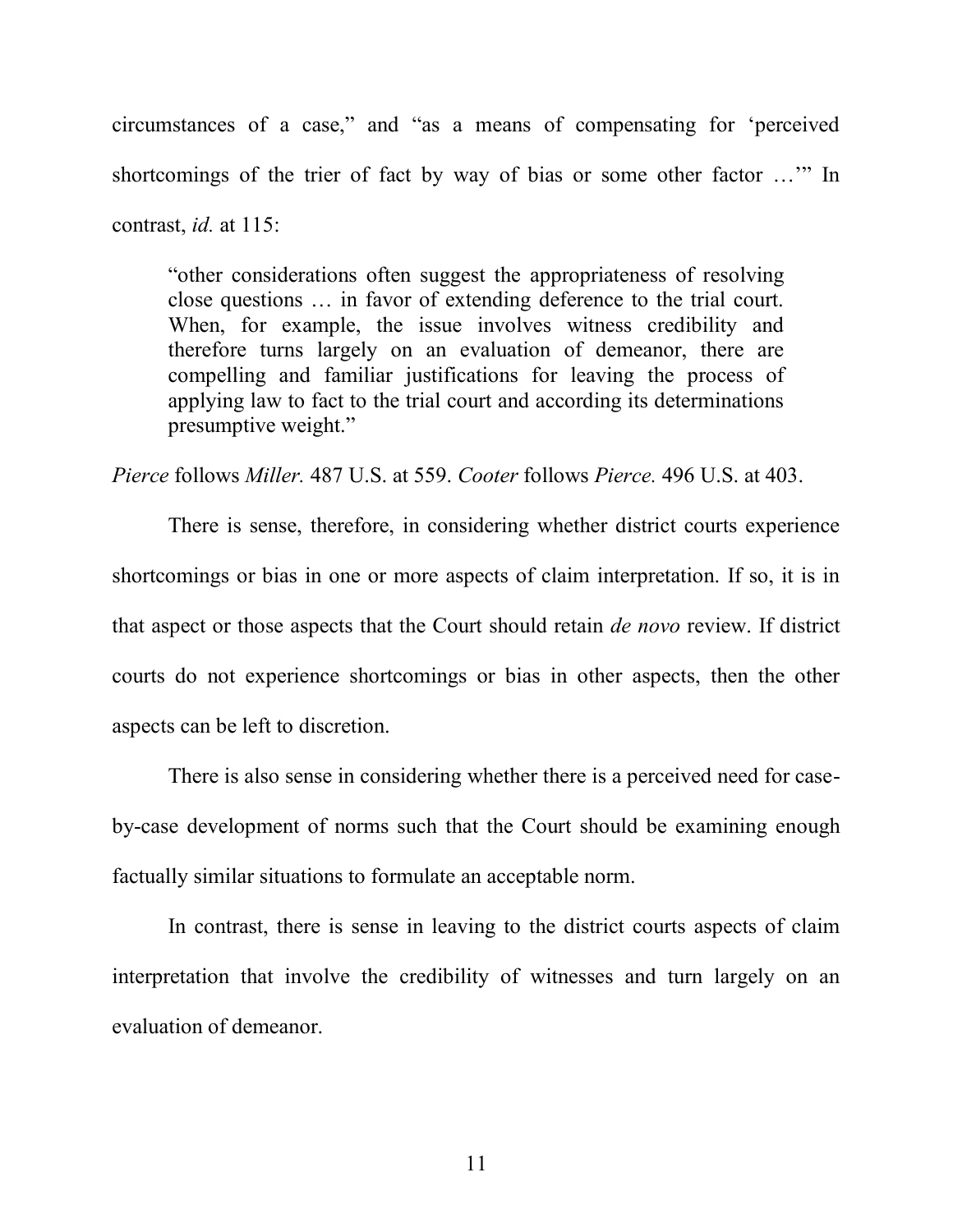circumstances of a case," and "as a means of compensating for 'perceived shortcomings of the trier of fact by way of bias or some other factor …'" In contrast, *id.* at 115:

> "other considerations often suggest the appropriateness of resolving close questions … in favor of extending deference to the trial court. When, for example, the issue involves witness credibility and therefore turns largely on an evaluation of demeanor, there are compelling and familiar justifications for leaving the process of applying law to fact to the trial court and according its determinations presumptive weight."

*Pierce* follows *Miller.* 487 U.S. at 559. *Cooter* follows *Pierce.* 496 U.S. at 403.

There is sense, therefore, in considering whether district courts experience shortcomings or bias in one or more aspects of claim interpretation. If so, it is in that aspect or those aspects that the Court should retain *de novo* review. If district courts do not experience shortcomings or bias in other aspects, then the other aspects can be left to discretion.

There is also sense in considering whether there is a perceived need for case-by-case development of norms such that the Court should be examining enough factually similar situations to formulate an acceptable norm.

In contrast, there is sense in leaving to the district courts aspects of claim interpretation that involve the credibility of witnesses and turn largely on an evaluation of demeanor.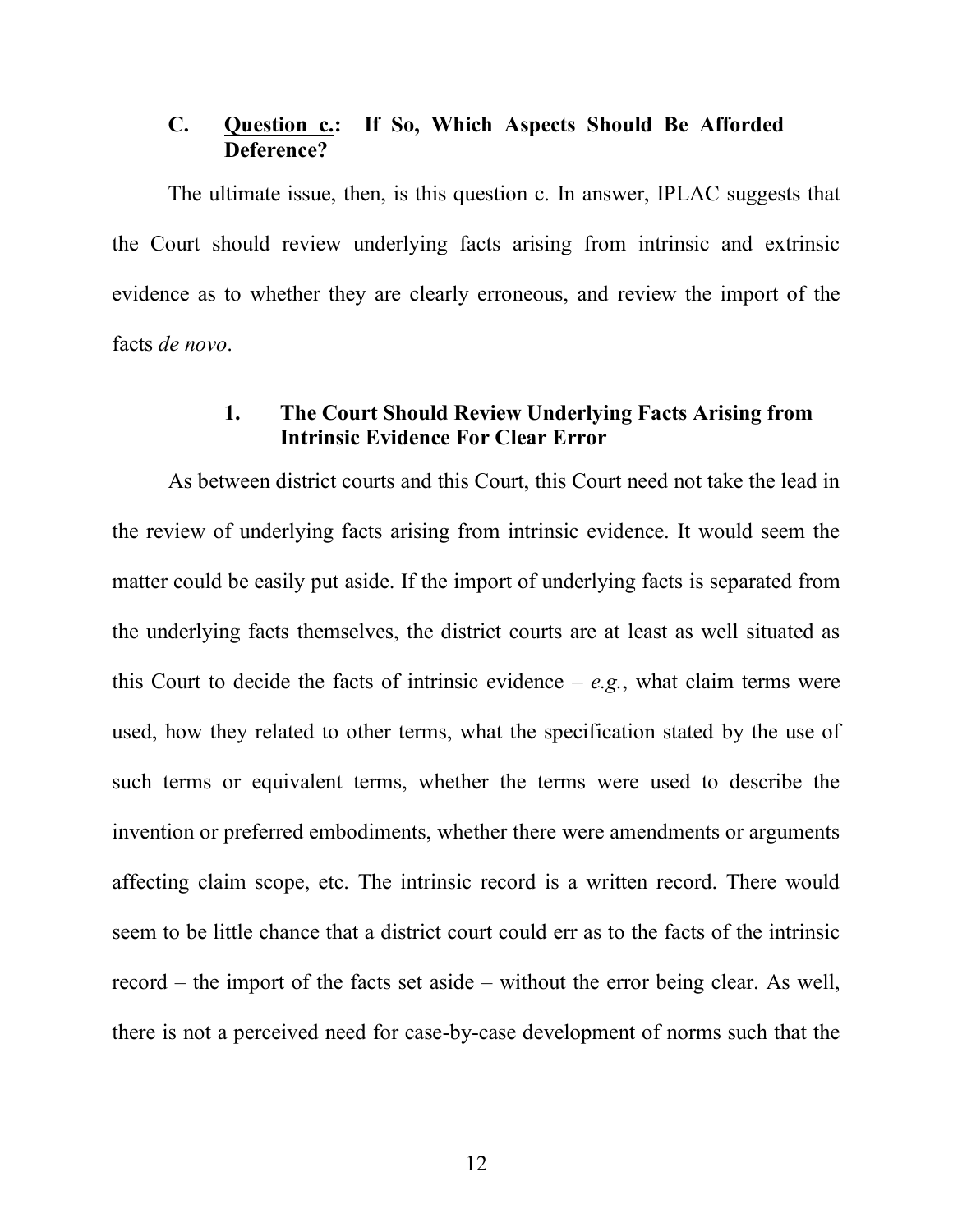## C. <u>Question c.</u>: If So, Which Aspects Should Be Afforded Deference?

The ultimate issue, then, is this question c. In answer, IPLAC suggests that the Court should review underlying facts arising from intrinsic and extrinsic evidence as to whether they are clearly erroneous, and review the import of the facts *de novo*.

### 1. The Court Should Review Underlying Facts Arising from Intrinsic Evidence For Clear Error

As between district courts and this Court, this Court need not take the lead in the review of underlying facts arising from intrinsic evidence. It would seem the matter could be easily put aside. If the import of underlying facts is separated from the underlying facts themselves, the district courts are at least as well situated as this Court to decide the facts of intrinsic evidence – *e.g.*, what claim terms were used, how they related to other terms, what the specification stated by the use of such terms or equivalent terms, whether the terms were used to describe the invention or preferred embodiments, whether there were amendments or arguments affecting claim scope, etc. The intrinsic record is a written record. There would seem to be little chance that a district court could err as to the facts of the intrinsic record – the import of the facts set aside – without the error being clear. As well, there is not a perceived need for case-by-case development of norms such that the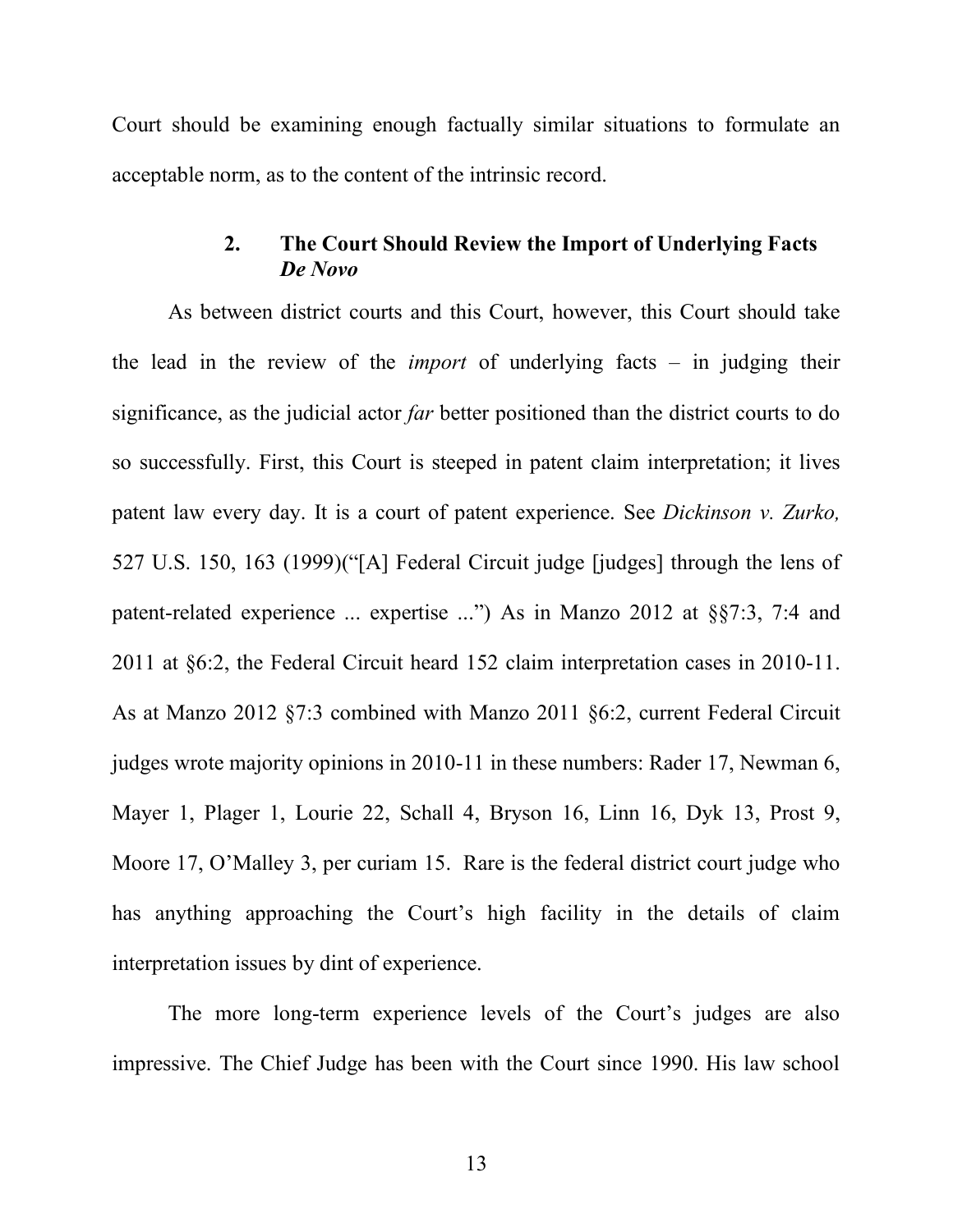Court should be examining enough factually similar situations to formulate an acceptable norm, as to the content of the intrinsic record.

### 2. The Court Should Review the Import of Underlying Facts *De Novo*

As between district courts and this Court, however, this Court should take the lead in the review of the *import* of underlying facts – in judging their significance, as the judicial actor *far* better positioned than the district courts to do so successfully. First, this Court is steeped in patent claim interpretation; it lives patent law every day. It is a court of patent experience. See *Dickinson v. Zurko,* 527 U.S. 150, 163 (1999)("[A] Federal Circuit judge [judges] through the lens of patent-related experience ... expertise ...") As in Manzo 2012 at §§7:3, 7:4 and 2011 at §6:2, the Federal Circuit heard 152 claim interpretation cases in 2010-11. As at Manzo 2012 §7:3 combined with Manzo 2011 §6:2, current Federal Circuit judges wrote majority opinions in 2010-11 in these numbers: Rader 17, Newman 6, Mayer 1, Plager 1, Lourie 22, Schall 4, Bryson 16, Linn 16, Dyk 13, Prost 9, Moore 17, O'Malley 3, per curiam 15. Rare is the federal district court judge who has anything approaching the Court's high facility in the details of claim interpretation issues by dint of experience.

The more long-term experience levels of the Court's judges are also impressive. The Chief Judge has been with the Court since 1990. His law school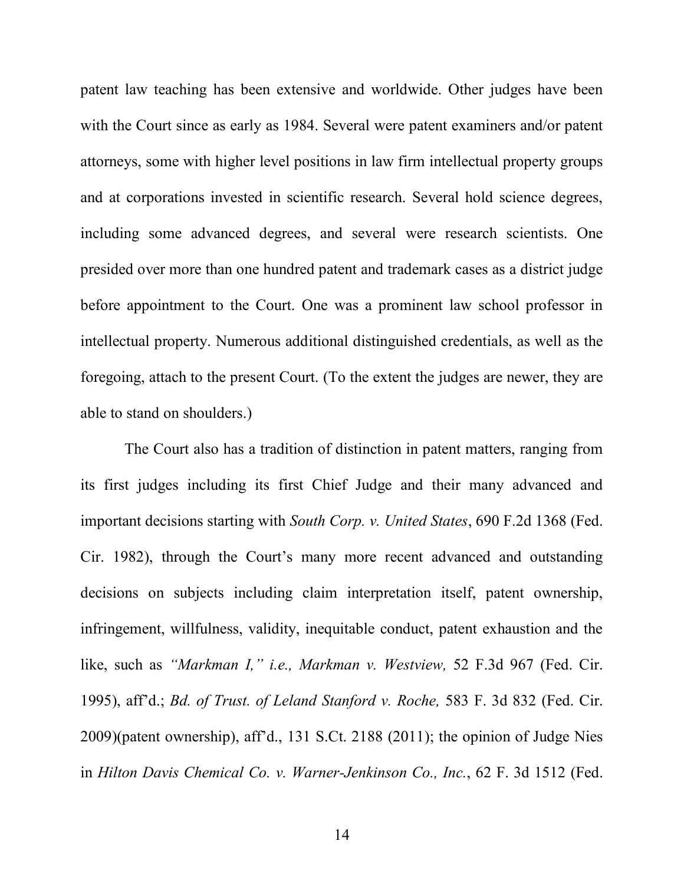patent law teaching has been extensive and worldwide. Other judges have been with the Court since as early as 1984. Several were patent examiners and/or patent attorneys, some with higher level positions in law firm intellectual property groups and at corporations invested in scientific research. Several hold science degrees, including some advanced degrees, and several were research scientists. One presided over more than one hundred patent and trademark cases as a district judge before appointment to the Court. One was a prominent law school professor in intellectual property. Numerous additional distinguished credentials, as well as the foregoing, attach to the present Court. (To the extent the judges are newer, they are able to stand on shoulders.)

The Court also has a tradition of distinction in patent matters, ranging from its first judges including its first Chief Judge and their many advanced and important decisions starting with *South Corp. v. United States*, 690 F.2d 1368 (Fed. Cir. 1982), through the Court's many more recent advanced and outstanding decisions on subjects including claim interpretation itself, patent ownership, infringement, willfulness, validity, inequitable conduct, patent exhaustion and the like, such as *"Markman I," i.e., Markman v. Westview,* 52 F.3d 967 (Fed. Cir. 1995), aff'd.; *Bd. of Trust. of Leland Stanford v. Roche,* 583 F. 3d 832 (Fed. Cir. 2009)(patent ownership), aff'd., 131 S.Ct. 2188 (2011); the opinion of Judge Nies in *Hilton Davis Chemical Co. v. Warner-Jenkinson Co., Inc.*, 62 F. 3d 1512 (Fed.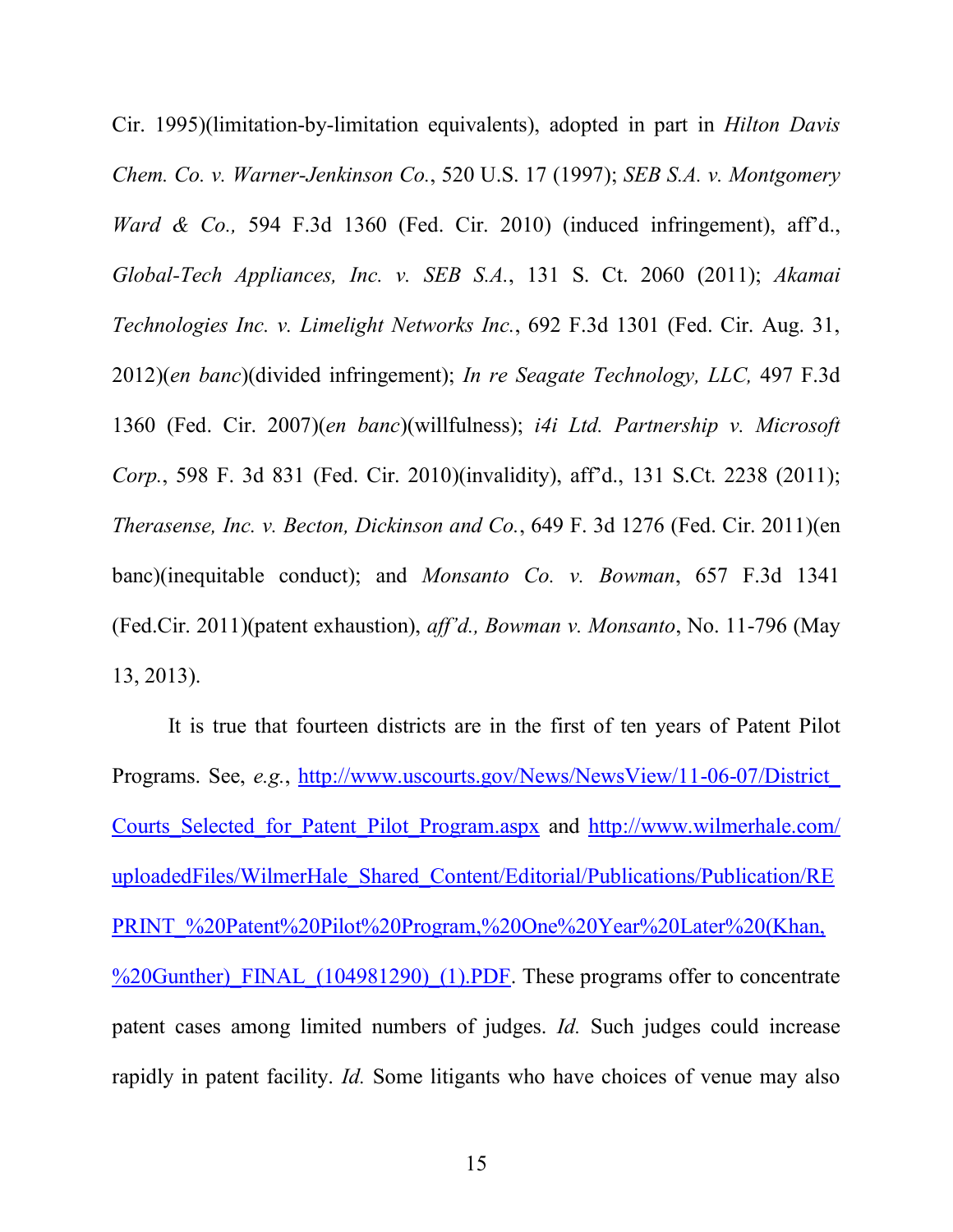Cir. 1995)(limitation-by-limitation equivalents), adopted in part in *Hilton Davis Chem. Co. v. Warner-Jenkinson Co.*, 520 U.S. 17 (1997); *SEB S.A. v. Montgomery Ward & Co.,* 594 F.3d 1360 (Fed. Cir. 2010) (induced infringement), aff'd., *Global-Tech Appliances, Inc. v. SEB S.A.*, 131 S. Ct. 2060 (2011); *Akamai Technologies Inc. v. Limelight Networks Inc.*, 692 F.3d 1301 (Fed. Cir. Aug. 31, 2012)(*en banc*)(divided infringement); *In re Seagate Technology, LLC,* 497 F.3d 1360 (Fed. Cir. 2007)(*en banc*)(willfulness); *i4i Ltd. Partnership v. Microsoft Corp.*, 598 F. 3d 831 (Fed. Cir. 2010)(invalidity), aff'd., 131 S.Ct. 2238 (2011); *Therasense, Inc. v. Becton, Dickinson and Co.*, 649 F. 3d 1276 (Fed. Cir. 2011)(en banc)(inequitable conduct); and *Monsanto Co. v. Bowman*, 657 F.3d 1341 (Fed.Cir. 2011)(patent exhaustion), *aff'd., Bowman v. Monsanto*, No. 11-796 (May 13, 2013).

It is true that fourteen districts are in the first of ten years of Patent Pilot Programs. See, *e.g.*, http://www.uscourts.gov/News/NewsView/11-06-07/District_Courts_Selected_for_Patent_Pilot_Program.aspx and http://www.wilmerhale.com/uploadedFiles/WilmerHale_Shared_Content/Editorial/Publications/Publication/REPRINT_%20Patent%20Pilot%20Program,%20One%20Year%20Later%20(Khan,%20Gunther)_FINAL_(104981290)_(1).PDF. These programs offer to concentrate patent cases among limited numbers of judges. *Id.* Such judges could increase rapidly in patent facility. *Id.* Some litigants who have choices of venue may also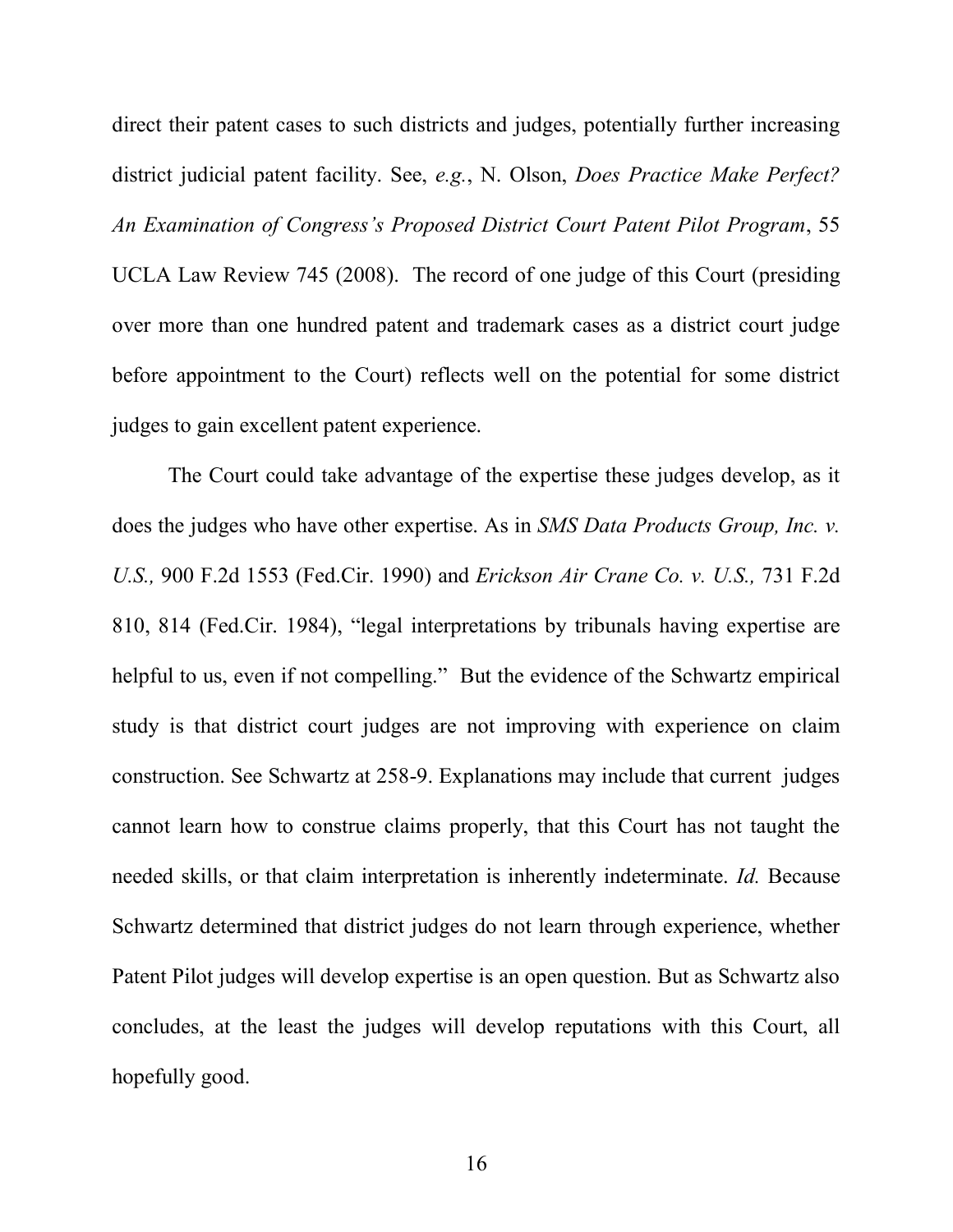direct their patent cases to such districts and judges, potentially further increasing district judicial patent facility. See, *e.g.*, N. Olson, *Does Practice Make Perfect? An Examination of Congress's Proposed District Court Patent Pilot Program*, 55 UCLA Law Review 745 (2008). The record of one judge of this Court (presiding over more than one hundred patent and trademark cases as a district court judge before appointment to the Court) reflects well on the potential for some district judges to gain excellent patent experience.

The Court could take advantage of the expertise these judges develop, as it does the judges who have other expertise. As in *SMS Data Products Group, Inc. v. U.S.,* 900 F.2d 1553 (Fed.Cir. 1990) and *Erickson Air Crane Co. v. U.S.,* 731 F.2d 810, 814 (Fed.Cir. 1984), "legal interpretations by tribunals having expertise are helpful to us, even if not compelling." But the evidence of the Schwartz empirical study is that district court judges are not improving with experience on claim construction. See Schwartz at 258-9. Explanations may include that current judges cannot learn how to construe claims properly, that this Court has not taught the needed skills, or that claim interpretation is inherently indeterminate. *Id.* Because Schwartz determined that district judges do not learn through experience, whether Patent Pilot judges will develop expertise is an open question. But as Schwartz also concludes, at the least the judges will develop reputations with this Court, all hopefully good.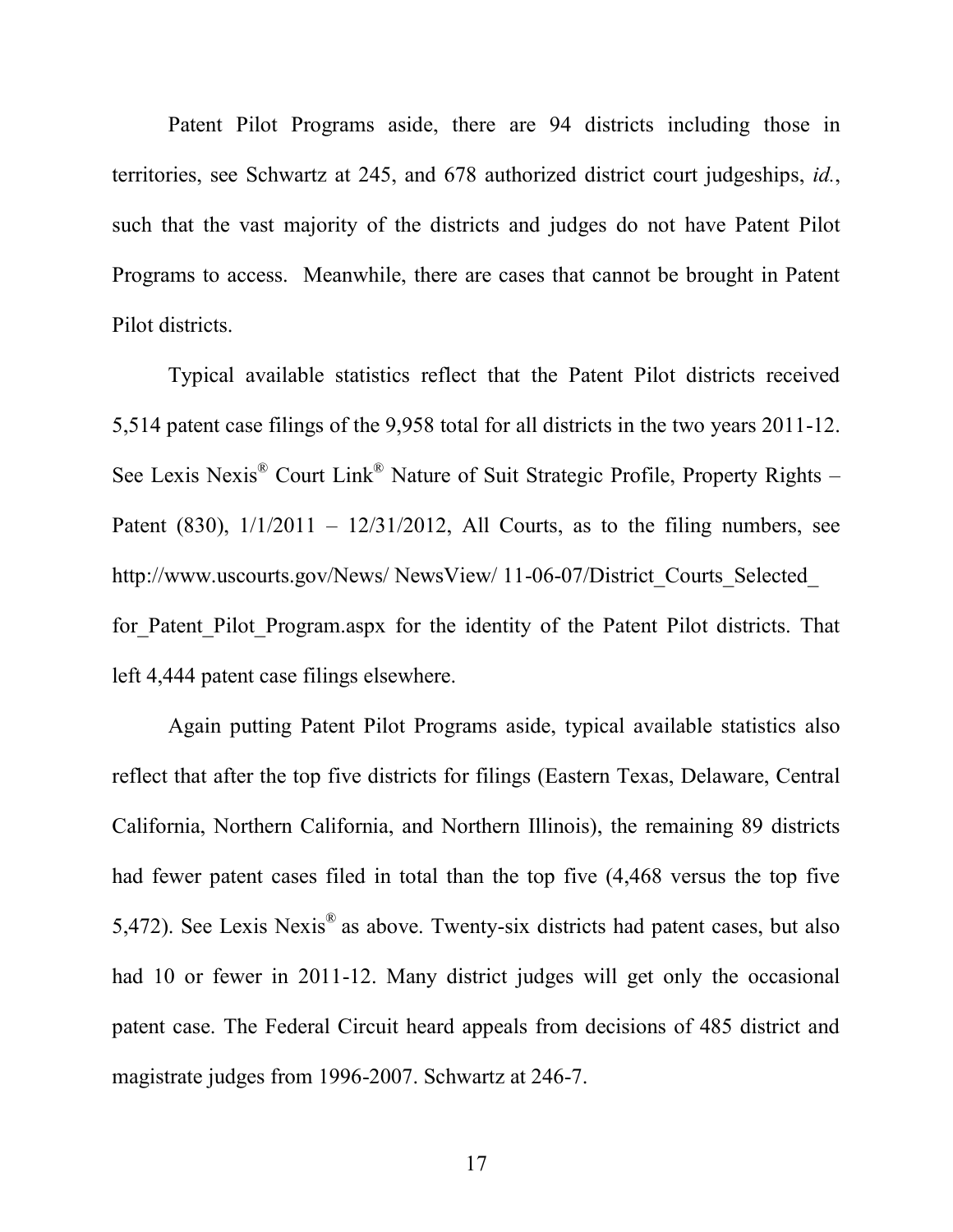Patent Pilot Programs aside, there are 94 districts including those in territories, see Schwartz at 245, and 678 authorized district court judgeships, *id.*, such that the vast majority of the districts and judges do not have Patent Pilot Programs to access. Meanwhile, there are cases that cannot be brought in Patent Pilot districts.

Typical available statistics reflect that the Patent Pilot districts received 5,514 patent case filings of the 9,958 total for all districts in the two years 2011-12. See Lexis Nexis® Court Link® Nature of Suit Strategic Profile, Property Rights – Patent (830), 1/1/2011 – 12/31/2012, All Courts, as to the filing numbers, see http://www.uscourts.gov/News/ NewsView/ 11-06-07/District_Courts_Selected_ for_Patent_Pilot_Program.aspx for the identity of the Patent Pilot districts. That left 4,444 patent case filings elsewhere.

Again putting Patent Pilot Programs aside, typical available statistics also reflect that after the top five districts for filings (Eastern Texas, Delaware, Central California, Northern California, and Northern Illinois), the remaining 89 districts had fewer patent cases filed in total than the top five (4,468 versus the top five 5,472). See Lexis Nexis® as above. Twenty-six districts had patent cases, but also had 10 or fewer in 2011-12. Many district judges will get only the occasional patent case. The Federal Circuit heard appeals from decisions of 485 district and magistrate judges from 1996-2007. Schwartz at 246-7.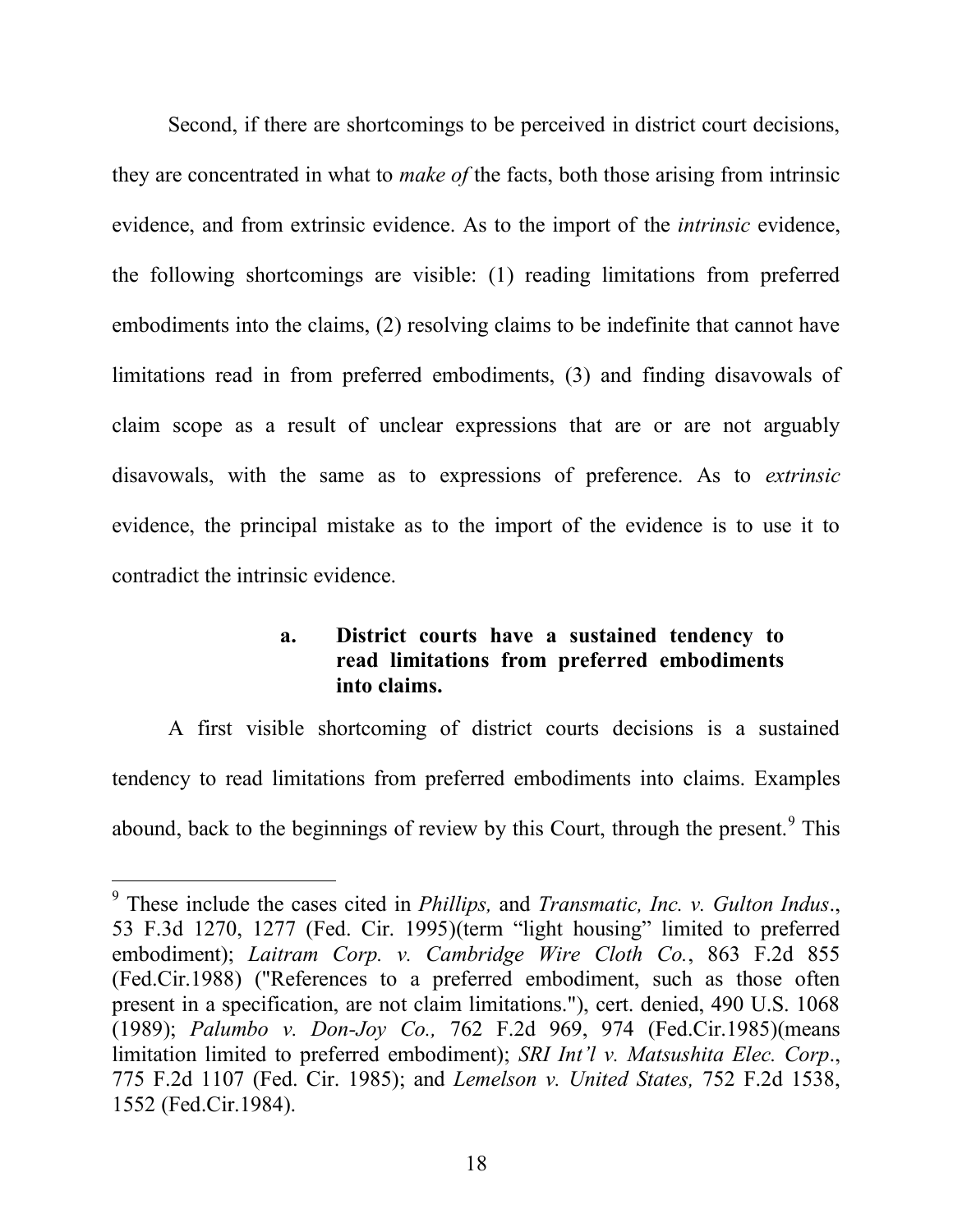Second, if there are shortcomings to be perceived in district court decisions, they are concentrated in what to *make of* the facts, both those arising from intrinsic evidence, and from extrinsic evidence. As to the import of the *intrinsic* evidence, the following shortcomings are visible: (1) reading limitations from preferred embodiments into the claims, (2) resolving claims to be indefinite that cannot have limitations read in from preferred embodiments, (3) and finding disavowals of claim scope as a result of unclear expressions that are or are not arguably disavowals, with the same as to expressions of preference. As to *extrinsic* evidence, the principal mistake as to the import of the evidence is to use it to contradict the intrinsic evidence.

### a. District courts have a sustained tendency to read limitations from preferred embodiments into claims.

A first visible shortcoming of district courts decisions is a sustained tendency to read limitations from preferred embodiments into claims. Examples abound, back to the beginnings of review by this Court, through the present.[9] This

---

[9] These include the cases cited in *Phillips,* and *Transmatic, Inc. v. Gulton Indus*., 53 F.3d 1270, 1277 (Fed. Cir. 1995)(term "light housing" limited to preferred embodiment); *Laitram Corp. v. Cambridge Wire Cloth Co.*, 863 F.2d 855 (Fed.Cir.1988) ("References to a preferred embodiment, such as those often present in a specification, are not claim limitations."), cert. denied, 490 U.S. 1068 (1989); *Palumbo v. Don-Joy Co.,* 762 F.2d 969, 974 (Fed.Cir.1985)(means limitation limited to preferred embodiment); *SRI Int'l v. Matsushita Elec. Corp*., 775 F.2d 1107 (Fed. Cir. 1985); and *Lemelson v. United States,* 752 F.2d 1538, 1552 (Fed.Cir.1984).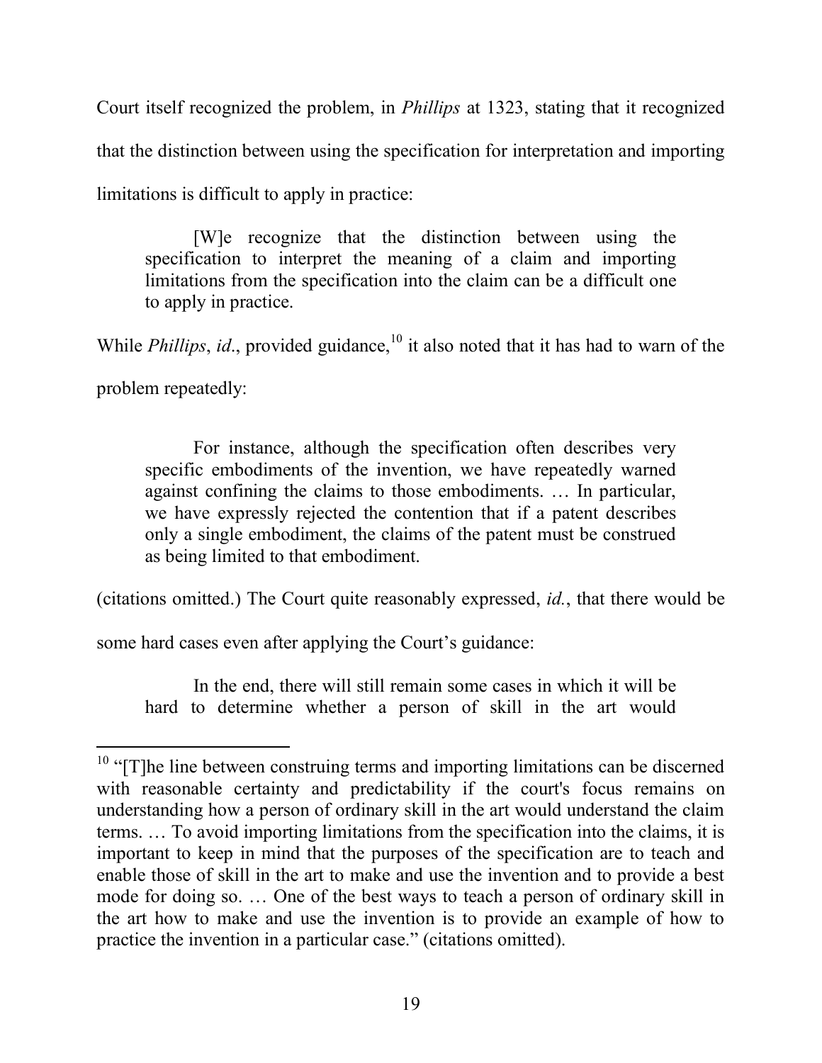Court itself recognized the problem, in *Phillips* at 1323, stating that it recognized that the distinction between using the specification for interpretation and importing limitations is difficult to apply in practice:

> [W]e recognize that the distinction between using the specification to interpret the meaning of a claim and importing limitations from the specification into the claim can be a difficult one to apply in practice.

While *Phillips*, *id*., provided guidance,[10] it also noted that it has had to warn of the problem repeatedly:

> For instance, although the specification often describes very specific embodiments of the invention, we have repeatedly warned against confining the claims to those embodiments. … In particular, we have expressly rejected the contention that if a patent describes only a single embodiment, the claims of the patent must be construed as being limited to that embodiment.

(citations omitted.) The Court quite reasonably expressed, *id.*, that there would be some hard cases even after applying the Court's guidance:

> In the end, there will still remain some cases in which it will be hard to determine whether a person of skill in the art would

---

[10] "[T]he line between construing terms and importing limitations can be discerned with reasonable certainty and predictability if the court's focus remains on understanding how a person of ordinary skill in the art would understand the claim terms. … To avoid importing limitations from the specification into the claims, it is important to keep in mind that the purposes of the specification are to teach and enable those of skill in the art to make and use the invention and to provide a best mode for doing so. … One of the best ways to teach a person of ordinary skill in the art how to make and use the invention is to provide an example of how to practice the invention in a particular case." (citations omitted).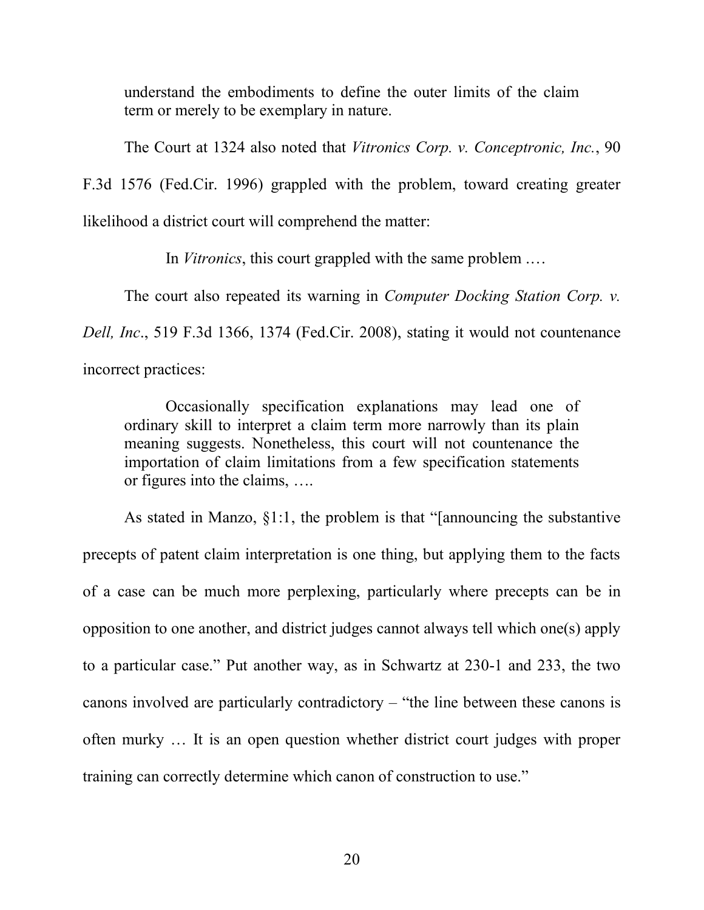understand the embodiments to define the outer limits of the claim term or merely to be exemplary in nature.

The Court at 1324 also noted that *Vitronics Corp. v. Conceptronic, Inc.*, 90 F.3d 1576 (Fed.Cir. 1996) grappled with the problem, toward creating greater likelihood a district court will comprehend the matter:

> In *Vitronics*, this court grappled with the same problem .…

The court also repeated its warning in *Computer Docking Station Corp. v. Dell, Inc*., 519 F.3d 1366, 1374 (Fed.Cir. 2008), stating it would not countenance incorrect practices:

> Occasionally specification explanations may lead one of ordinary skill to interpret a claim term more narrowly than its plain meaning suggests. Nonetheless, this court will not countenance the importation of claim limitations from a few specification statements or figures into the claims, ….

As stated in Manzo, §1:1, the problem is that "[announcing the substantive precepts of patent claim interpretation is one thing, but applying them to the facts of a case can be much more perplexing, particularly where precepts can be in opposition to one another, and district judges cannot always tell which one(s) apply to a particular case." Put another way, as in Schwartz at 230-1 and 233, the two canons involved are particularly contradictory – "the line between these canons is often murky … It is an open question whether district court judges with proper training can correctly determine which canon of construction to use."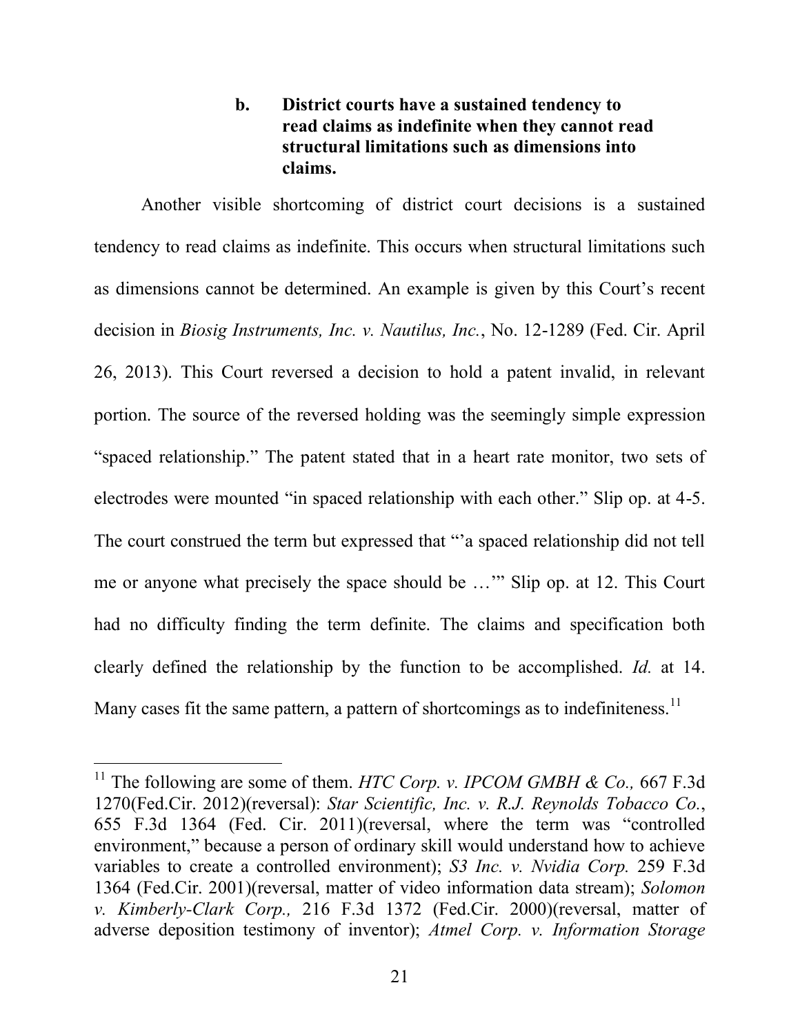### b. District courts have a sustained tendency to read claims as indefinite when they cannot read structural limitations such as dimensions into claims.

Another visible shortcoming of district court decisions is a sustained tendency to read claims as indefinite. This occurs when structural limitations such as dimensions cannot be determined. An example is given by this Court's recent decision in *Biosig Instruments, Inc. v. Nautilus, Inc.*, No. 12-1289 (Fed. Cir. April 26, 2013). This Court reversed a decision to hold a patent invalid, in relevant portion. The source of the reversed holding was the seemingly simple expression "spaced relationship." The patent stated that in a heart rate monitor, two sets of electrodes were mounted "in spaced relationship with each other." Slip op. at 4-5. The court construed the term but expressed that "'a spaced relationship did not tell me or anyone what precisely the space should be …'" Slip op. at 12. This Court had no difficulty finding the term definite. The claims and specification both clearly defined the relationship by the function to be accomplished. *Id.* at 14. Many cases fit the same pattern, a pattern of shortcomings as to indefiniteness.[11]

---

[11] The following are some of them. *HTC Corp. v. IPCOM GMBH & Co.,* 667 F.3d 1270(Fed.Cir. 2012)(reversal): *Star Scientific, Inc. v. R.J. Reynolds Tobacco Co.*, 655 F.3d 1364 (Fed. Cir. 2011)(reversal, where the term was "controlled environment," because a person of ordinary skill would understand how to achieve variables to create a controlled environment); *S3 Inc. v. Nvidia Corp.* 259 F.3d 1364 (Fed.Cir. 2001)(reversal, matter of video information data stream); *Solomon v. Kimberly-Clark Corp.,* 216 F.3d 1372 (Fed.Cir. 2000)(reversal, matter of adverse deposition testimony of inventor); *Atmel Corp. v. Information Storage*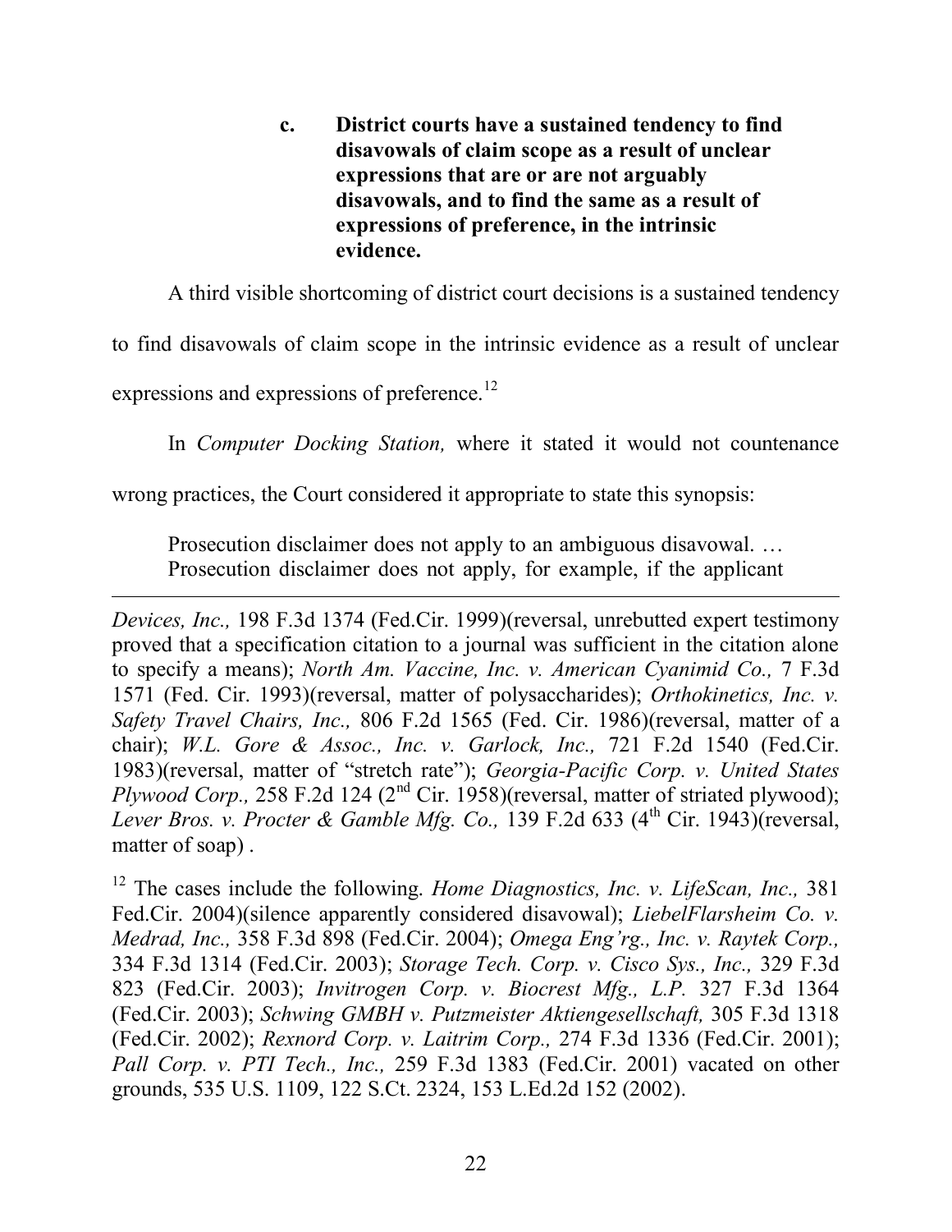**c. District courts have a sustained tendency to find disavowals of claim scope as a result of unclear expressions that are or are not arguably disavowals, and to find the same as a result of expressions of preference, in the intrinsic evidence.**

A third visible shortcoming of district court decisions is a sustained tendency to find disavowals of claim scope in the intrinsic evidence as a result of unclear expressions and expressions of preference.[12]

In *Computer Docking Station,* where it stated it would not countenance wrong practices, the Court considered it appropriate to state this synopsis:

> Prosecution disclaimer does not apply to an ambiguous disavowal. … Prosecution disclaimer does not apply, for example, if the applicant

---

*Devices, Inc.,* 198 F.3d 1374 (Fed.Cir. 1999)(reversal, unrebutted expert testimony proved that a specification citation to a journal was sufficient in the citation alone to specify a means); *North Am. Vaccine, Inc. v. American Cyanimid Co.,* 7 F.3d 1571 (Fed. Cir. 1993)(reversal, matter of polysaccharides); *Orthokinetics, Inc. v. Safety Travel Chairs, Inc.,* 806 F.2d 1565 (Fed. Cir. 1986)(reversal, matter of a chair); *W.L. Gore & Assoc., Inc. v. Garlock, Inc.,* 721 F.2d 1540 (Fed.Cir. 1983)(reversal, matter of "stretch rate"); *Georgia-Pacific Corp. v. United States Plywood Corp.,* 258 F.2d 124 (2nd Cir. 1958)(reversal, matter of striated plywood); *Lever Bros. v. Procter & Gamble Mfg. Co.,* 139 F.2d 633 (4th Cir. 1943)(reversal, matter of soap) .

[12] The cases include the following. *Home Diagnostics, Inc. v. LifeScan, Inc.,* 381 Fed.Cir. 2004)(silence apparently considered disavowal); *LiebelFlarsheim Co. v. Medrad, Inc.,* 358 F.3d 898 (Fed.Cir. 2004); *Omega Eng'rg., Inc. v. Raytek Corp.,* 334 F.3d 1314 (Fed.Cir. 2003); *Storage Tech. Corp. v. Cisco Sys., Inc.,* 329 F.3d 823 (Fed.Cir. 2003); *Invitrogen Corp. v. Biocrest Mfg., L.P.* 327 F.3d 1364 (Fed.Cir. 2003); *Schwing GMBH v. Putzmeister Aktiengesellschaft,* 305 F.3d 1318 (Fed.Cir. 2002); *Rexnord Corp. v. Laitrim Corp.,* 274 F.3d 1336 (Fed.Cir. 2001); *Pall Corp. v. PTI Tech., Inc.,* 259 F.3d 1383 (Fed.Cir. 2001) vacated on other grounds, 535 U.S. 1109, 122 S.Ct. 2324, 153 L.Ed.2d 152 (2002).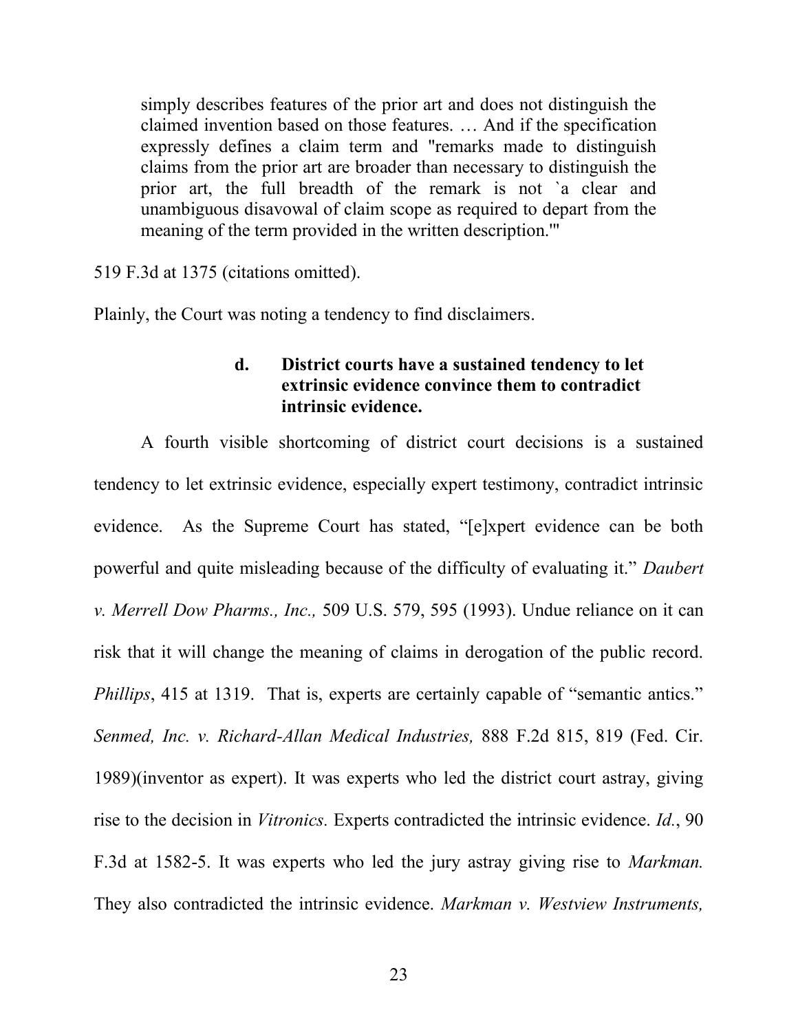> simply describes features of the prior art and does not distinguish the claimed invention based on those features. … And if the specification expressly defines a claim term and "remarks made to distinguish claims from the prior art are broader than necessary to distinguish the prior art, the full breadth of the remark is not `a clear and unambiguous disavowal of claim scope as required to depart from the meaning of the term provided in the written description.'"

519 F.3d at 1375 (citations omitted).

Plainly, the Court was noting a tendency to find disclaimers.

#### d. District courts have a sustained tendency to let extrinsic evidence convince them to contradict intrinsic evidence.

A fourth visible shortcoming of district court decisions is a sustained tendency to let extrinsic evidence, especially expert testimony, contradict intrinsic evidence. As the Supreme Court has stated, "[e]xpert evidence can be both powerful and quite misleading because of the difficulty of evaluating it." *Daubert v. Merrell Dow Pharms., Inc.,* 509 U.S. 579, 595 (1993). Undue reliance on it can risk that it will change the meaning of claims in derogation of the public record. *Phillips*, 415 at 1319. That is, experts are certainly capable of "semantic antics." *Senmed, Inc. v. Richard-Allan Medical Industries,* 888 F.2d 815, 819 (Fed. Cir. 1989)(inventor as expert). It was experts who led the district court astray, giving rise to the decision in *Vitronics.* Experts contradicted the intrinsic evidence. *Id.*, 90 F.3d at 1582-5. It was experts who led the jury astray giving rise to *Markman.* They also contradicted the intrinsic evidence. *Markman v. Westview Instruments,*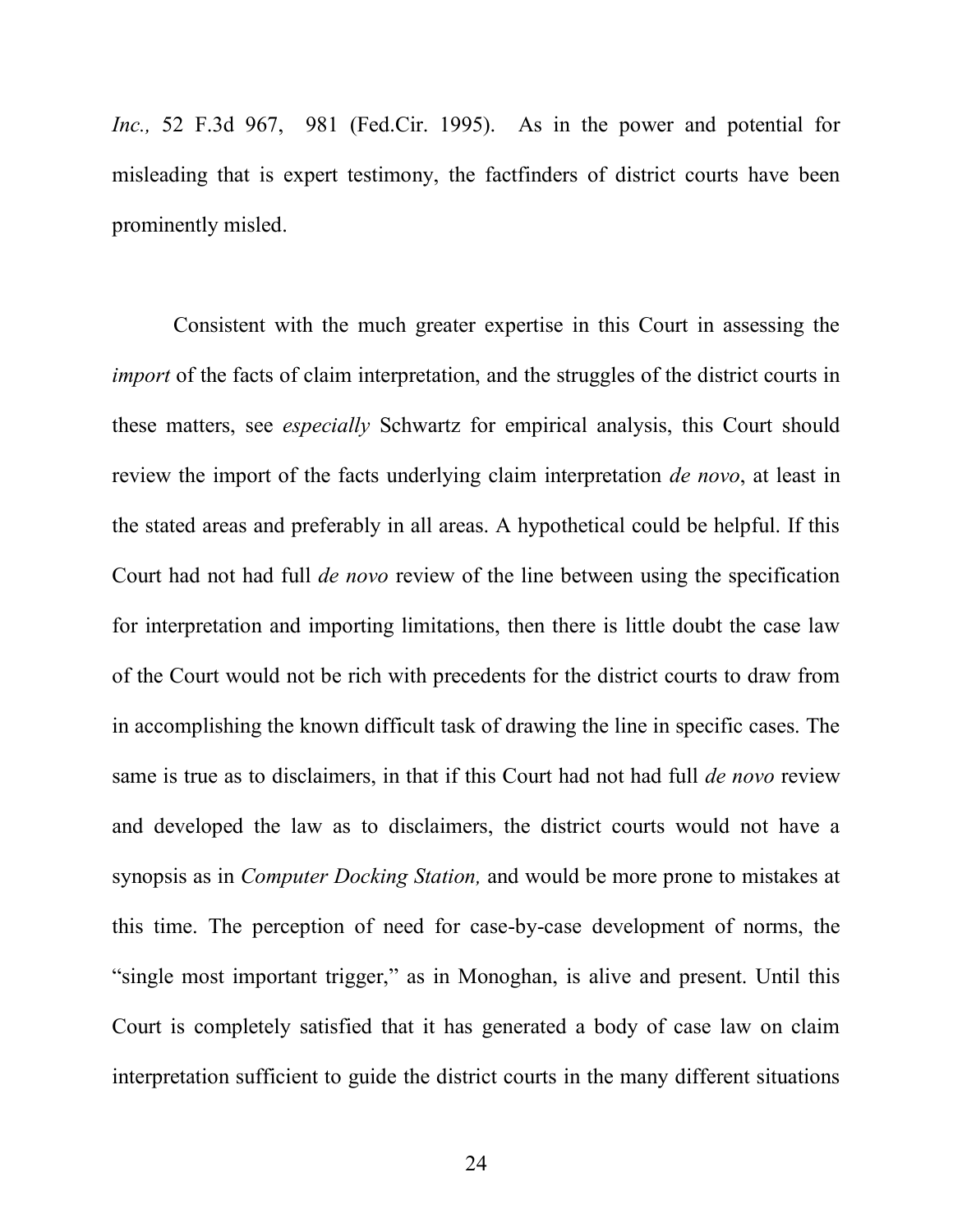*Inc.,* 52 F.3d 967, 981 (Fed.Cir. 1995). As in the power and potential for misleading that is expert testimony, the factfinders of district courts have been prominently misled.

Consistent with the much greater expertise in this Court in assessing the *import* of the facts of claim interpretation, and the struggles of the district courts in these matters, see *especially* Schwartz for empirical analysis, this Court should review the import of the facts underlying claim interpretation *de novo*, at least in the stated areas and preferably in all areas. A hypothetical could be helpful. If this Court had not had full *de novo* review of the line between using the specification for interpretation and importing limitations, then there is little doubt the case law of the Court would not be rich with precedents for the district courts to draw from in accomplishing the known difficult task of drawing the line in specific cases. The same is true as to disclaimers, in that if this Court had not had full *de novo* review and developed the law as to disclaimers, the district courts would not have a synopsis as in *Computer Docking Station,* and would be more prone to mistakes at this time. The perception of need for case-by-case development of norms, the "single most important trigger," as in Monoghan, is alive and present. Until this Court is completely satisfied that it has generated a body of case law on claim interpretation sufficient to guide the district courts in the many different situations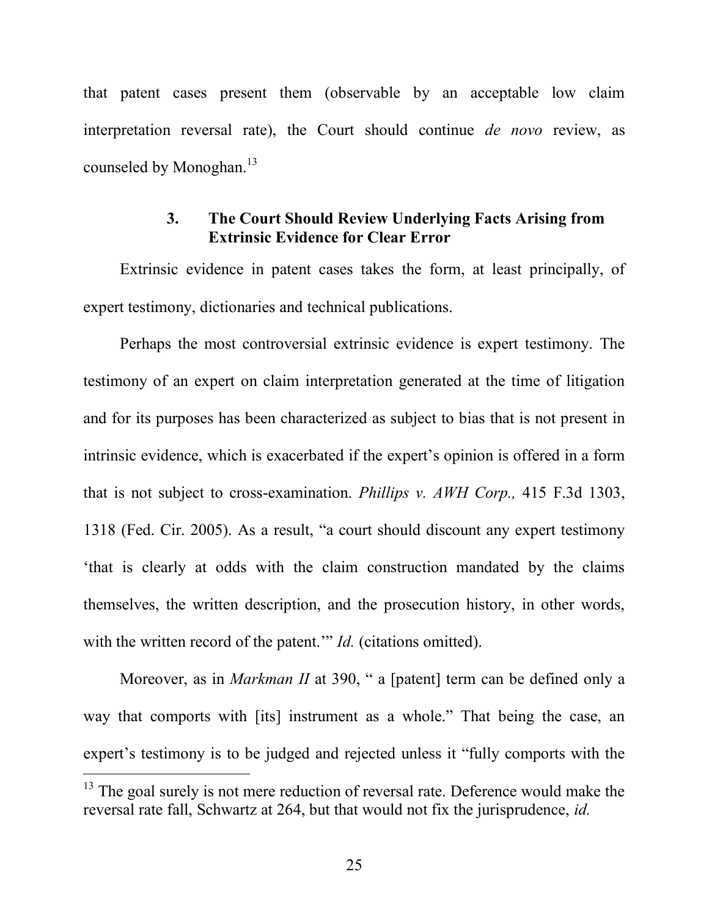that patent cases present them (observable by an acceptable low claim interpretation reversal rate), the Court should continue *de novo* review, as counseled by Monoghan.[13]

### 3. The Court Should Review Underlying Facts Arising from Extrinsic Evidence for Clear Error

Extrinsic evidence in patent cases takes the form, at least principally, of expert testimony, dictionaries and technical publications.

Perhaps the most controversial extrinsic evidence is expert testimony. The testimony of an expert on claim interpretation generated at the time of litigation and for its purposes has been characterized as subject to bias that is not present in intrinsic evidence, which is exacerbated if the expert's opinion is offered in a form that is not subject to cross-examination. *Phillips v. AWH Corp.,* 415 F.3d 1303, 1318 (Fed. Cir. 2005). As a result, "a court should discount any expert testimony 'that is clearly at odds with the claim construction mandated by the claims themselves, the written description, and the prosecution history, in other words, with the written record of the patent.'" *Id.* (citations omitted).

Moreover, as in *Markman II* at 390, " a [patent] term can be defined only a way that comports with [its] instrument as a whole." That being the case, an expert's testimony is to be judged and rejected unless it "fully comports with the

[13] The goal surely is not mere reduction of reversal rate. Deference would make the reversal rate fall, Schwartz at 264, but that would not fix the jurisprudence, *id.*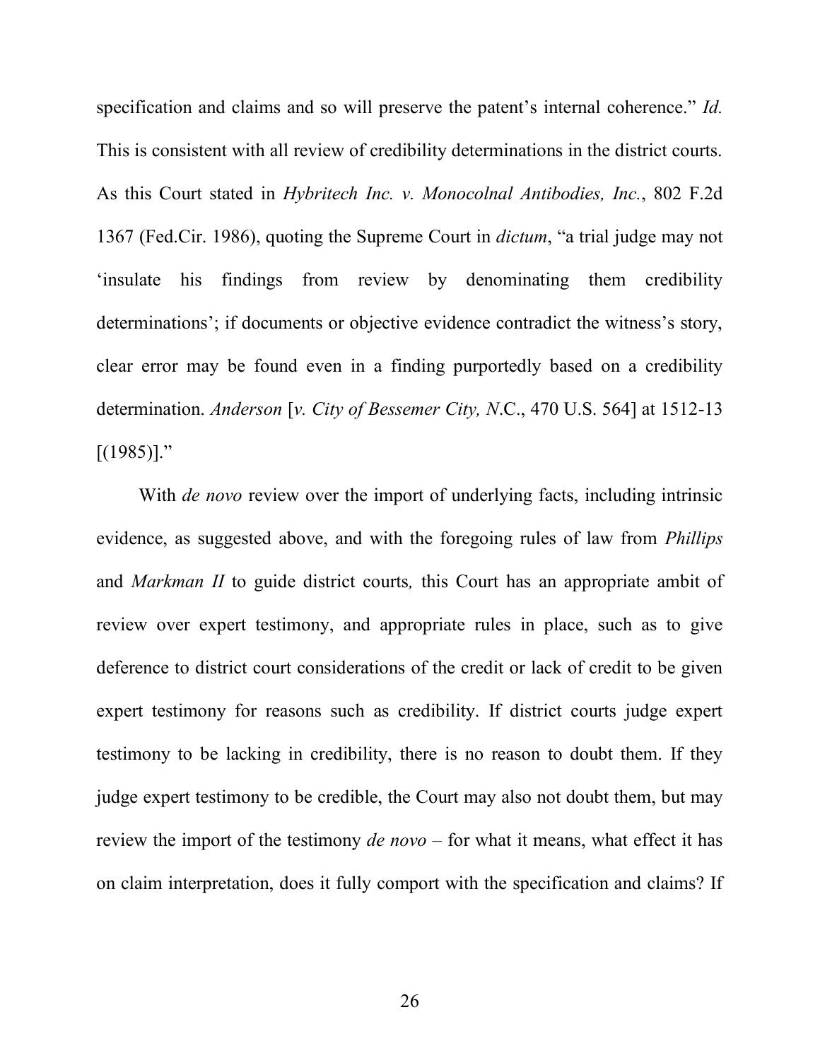specification and claims and so will preserve the patent's internal coherence." *Id.* This is consistent with all review of credibility determinations in the district courts. As this Court stated in *Hybritech Inc. v. Monocolnal Antibodies, Inc.*, 802 F.2d 1367 (Fed.Cir. 1986), quoting the Supreme Court in *dictum*, "a trial judge may not 'insulate his findings from review by denominating them credibility determinations'; if documents or objective evidence contradict the witness's story, clear error may be found even in a finding purportedly based on a credibility determination. *Anderson* [*v. City of Bessemer City, N*.C., 470 U.S. 564] at 1512-13 [(1985)]."

With *de novo* review over the import of underlying facts, including intrinsic evidence, as suggested above, and with the foregoing rules of law from *Phillips* and *Markman II* to guide district courts*,* this Court has an appropriate ambit of review over expert testimony, and appropriate rules in place, such as to give deference to district court considerations of the credit or lack of credit to be given expert testimony for reasons such as credibility. If district courts judge expert testimony to be lacking in credibility, there is no reason to doubt them. If they judge expert testimony to be credible, the Court may also not doubt them, but may review the import of the testimony *de novo* – for what it means, what effect it has on claim interpretation, does it fully comport with the specification and claims? If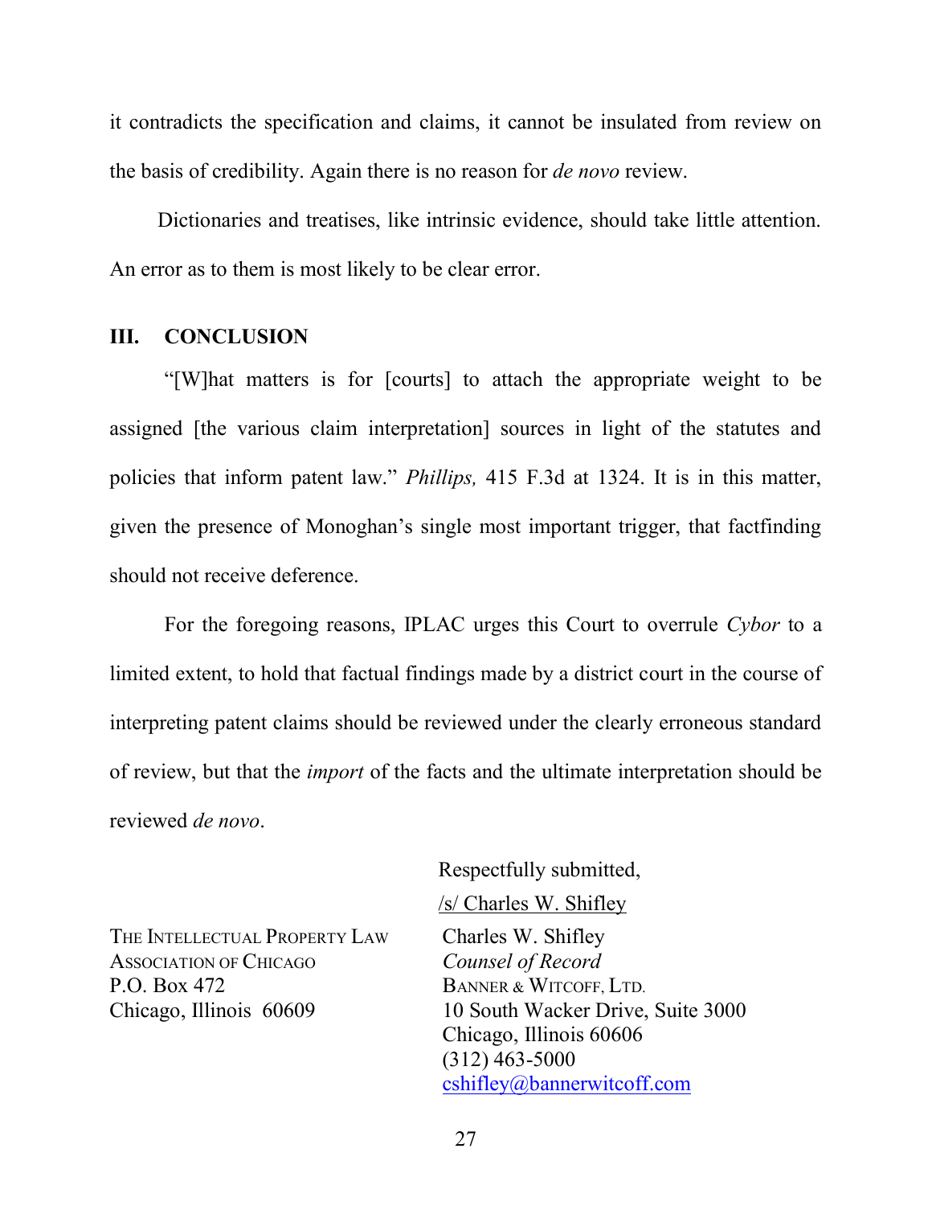it contradicts the specification and claims, it cannot be insulated from review on the basis of credibility. Again there is no reason for *de novo* review.

Dictionaries and treatises, like intrinsic evidence, should take little attention. An error as to them is most likely to be clear error.

## III. CONCLUSION

"[W]hat matters is for [courts] to attach the appropriate weight to be assigned [the various claim interpretation] sources in light of the statutes and policies that inform patent law." *Phillips,* 415 F.3d at 1324. It is in this matter, given the presence of Monoghan's single most important trigger, that factfinding should not receive deference.

For the foregoing reasons, IPLAC urges this Court to overrule *Cybor* to a limited extent, to hold that factual findings made by a district court in the course of interpreting patent claims should be reviewed under the clearly erroneous standard of review, but that the *import* of the facts and the ultimate interpretation should be reviewed *de novo*.

Respectfully submitted,

/s/ Charles W. Shifley

THE INTELLECTUAL PROPERTY LAW ASSOCIATION OF CHICAGO
P.O. Box 472
Chicago, Illinois 60609

Charles W. Shifley
*Counsel of Record*
BANNER & WITCOFF, LTD.
10 South Wacker Drive, Suite 3000
Chicago, Illinois 60606
(312) 463-5000
cshifley@bannerwitcoff.com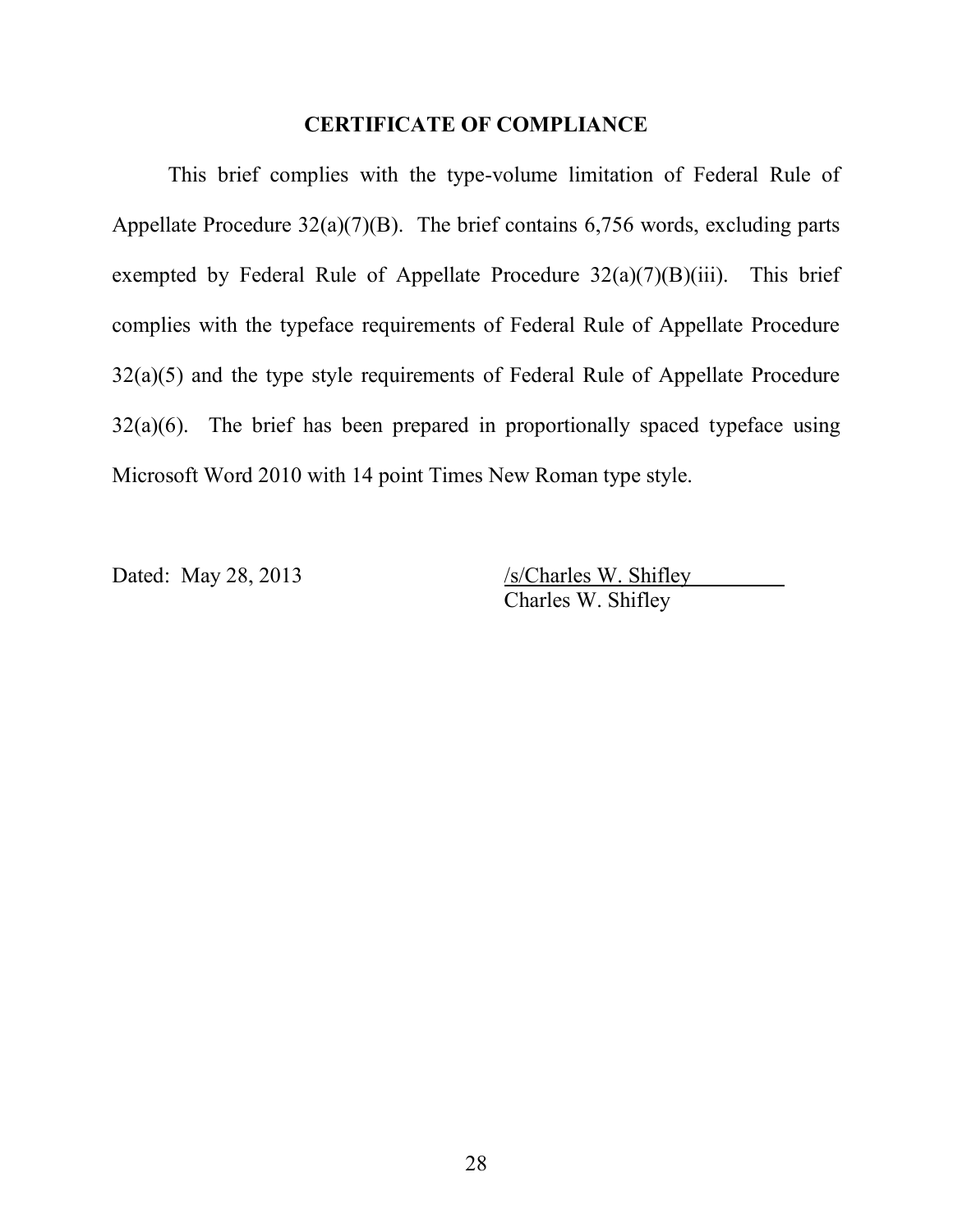## CERTIFICATE OF COMPLIANCE

This brief complies with the type-volume limitation of Federal Rule of Appellate Procedure 32(a)(7)(B). The brief contains 6,756 words, excluding parts exempted by Federal Rule of Appellate Procedure 32(a)(7)(B)(iii). This brief complies with the typeface requirements of Federal Rule of Appellate Procedure 32(a)(5) and the type style requirements of Federal Rule of Appellate Procedure 32(a)(6). The brief has been prepared in proportionally spaced typeface using Microsoft Word 2010 with 14 point Times New Roman type style.

Dated: May 28, 2013

/s/Charles W. Shifley
Charles W. Shifley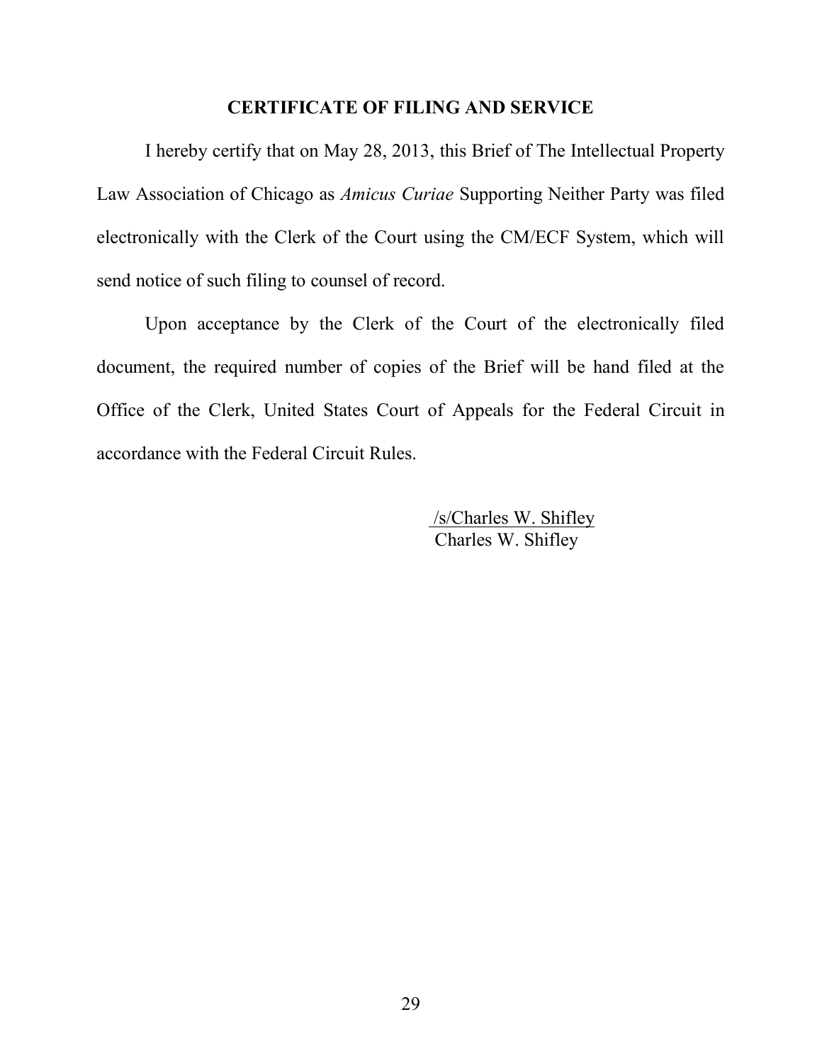## CERTIFICATE OF FILING AND SERVICE

I hereby certify that on May 28, 2013, this Brief of The Intellectual Property Law Association of Chicago as *Amicus Curiae* Supporting Neither Party was filed electronically with the Clerk of the Court using the CM/ECF System, which will send notice of such filing to counsel of record.

Upon acceptance by the Clerk of the Court of the electronically filed document, the required number of copies of the Brief will be hand filed at the Office of the Clerk, United States Court of Appeals for the Federal Circuit in accordance with the Federal Circuit Rules.

/s/Charles W. Shifley
Charles W. Shifley